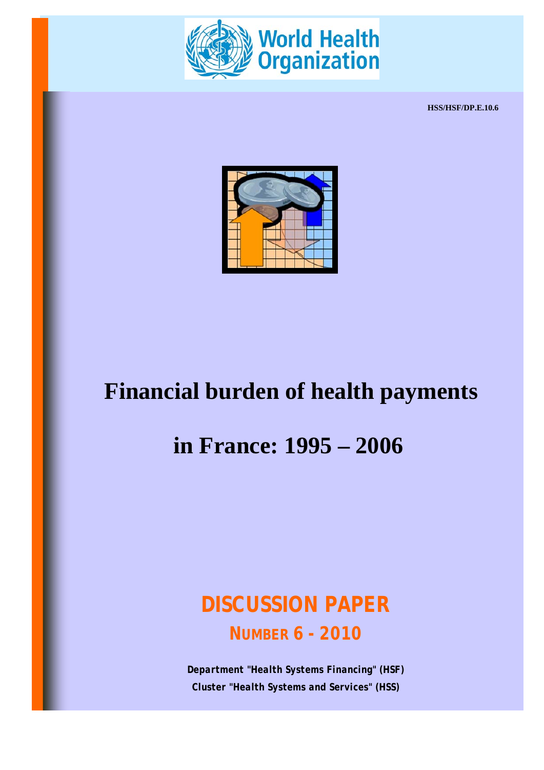HSS/HSF/DP.E.10.6

# Financial burden of health payments

# in France: 1995 – 2006

## DISCUSSION PAPER

### NUMBER 6 - 2010

**Department "Health Systems Financing" (HSF)**

**Cluster "Health Systems and Services" (HSS)**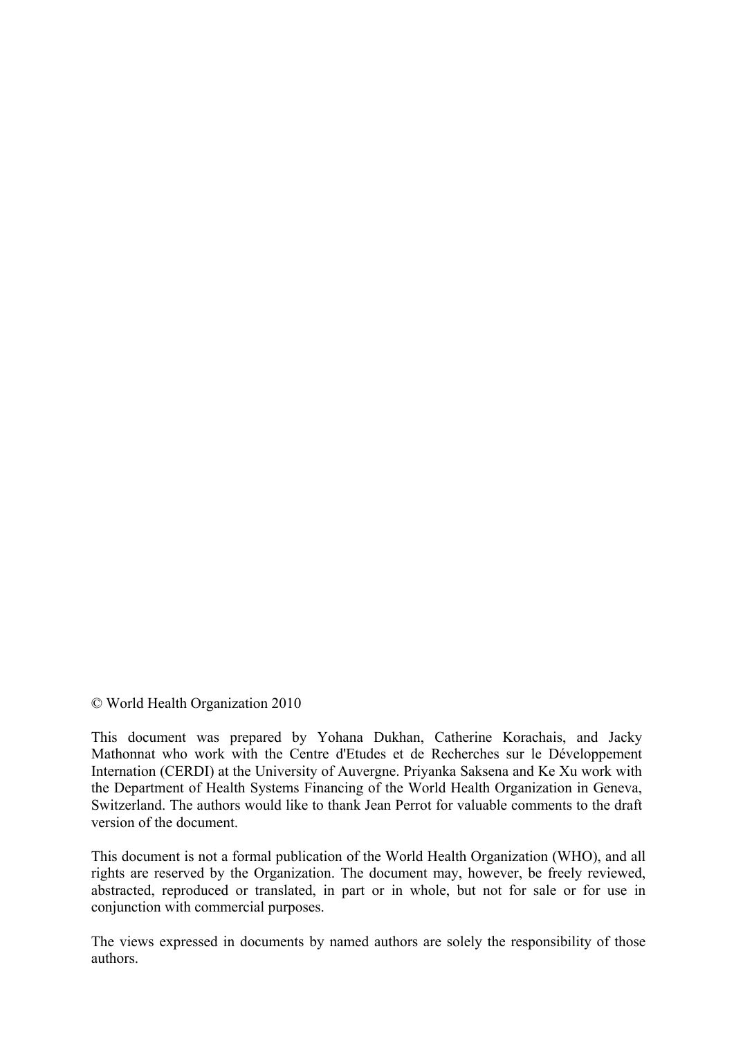© World Health Organization 2010

This document was prepared by Yohana Dukhan, Catherine Korachais, and Jacky Mathonnat who work with the Centre d'Etudes et de Recherches sur le Développement Internation (CERDI) at the University of Auvergne. Priyanka Saksena and Ke Xu work with the Department of Health Systems Financing of the World Health Organization in Geneva, Switzerland. The authors would like to thank Jean Perrot for valuable comments to the draft version of the document.

This document is not a formal publication of the World Health Organization (WHO), and all rights are reserved by the Organization. The document may, however, be freely reviewed, abstracted, reproduced or translated, in part or in whole, but not for sale or for use in conjunction with commercial purposes.

The views expressed in documents by named authors are solely the responsibility of those authors.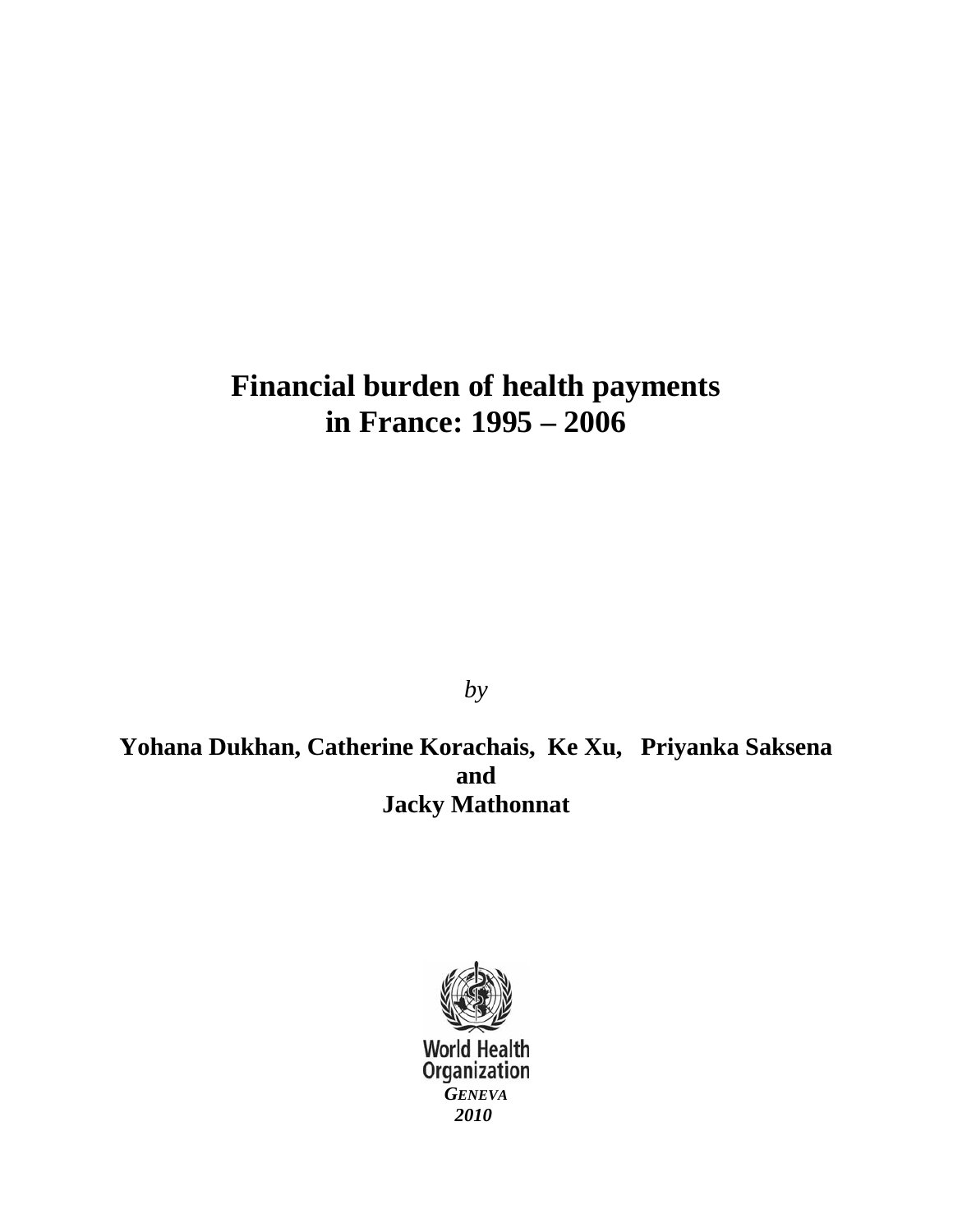# Financial burden of health payments in France: 1995 – 2006

*by*

**Yohana Dukhan, Catherine Korachais, Ke Xu, Priyanka Saksena and Jacky Mathonnat**

World Health Organization

***GENEVA***
***2010***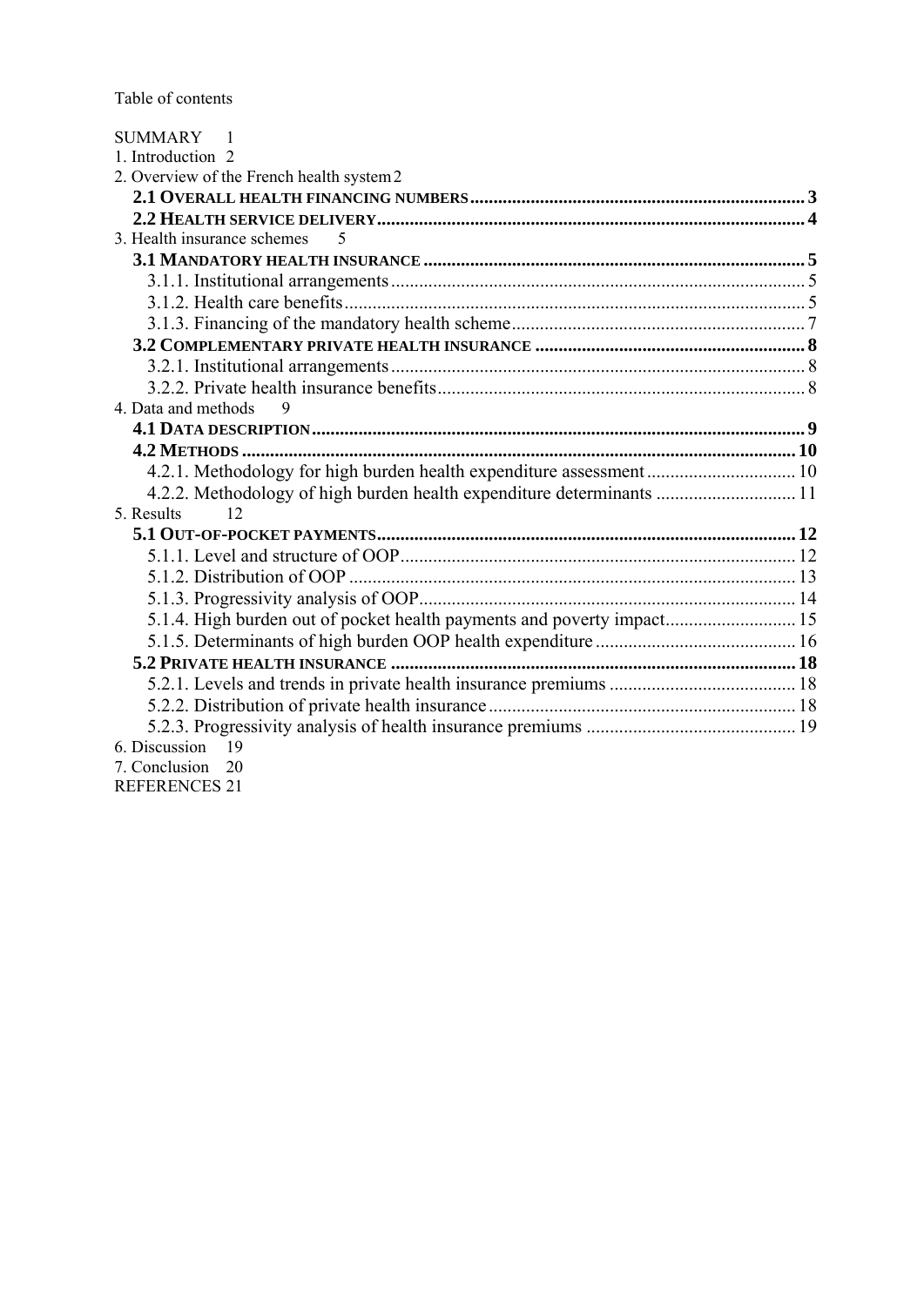Table of contents

SUMMARY 1
1. Introduction 2
2. Overview of the French health system 2
- **2.1 OVERALL HEALTH FINANCING NUMBERS** ..... 3
- **2.2 HEALTH SERVICE DELIVERY** ..... 4

3. Health insurance schemes 5
- **3.1 MANDATORY HEALTH INSURANCE** ..... 5
  - 3.1.1. Institutional arrangements ..... 5
  - 3.1.2. Health care benefits ..... 5
  - 3.1.3. Financing of the mandatory health scheme ..... 7
- **3.2 COMPLEMENTARY PRIVATE HEALTH INSURANCE** ..... 8
  - 3.2.1. Institutional arrangements ..... 8
  - 3.2.2. Private health insurance benefits ..... 8

4. Data and methods 9
- **4.1 DATA DESCRIPTION** ..... 9
- **4.2 METHODS** ..... 10
  - 4.2.1. Methodology for high burden health expenditure assessment ..... 10
  - 4.2.2. Methodology of high burden health expenditure determinants ..... 11

5. Results 12
- **5.1 OUT-OF-POCKET PAYMENTS** ..... 12
  - 5.1.1. Level and structure of OOP ..... 12
  - 5.1.2. Distribution of OOP ..... 13
  - 5.1.3. Progressivity analysis of OOP ..... 14
  - 5.1.4. High burden out of pocket health payments and poverty impact ..... 15
  - 5.1.5. Determinants of high burden OOP health expenditure ..... 16
- **5.2 PRIVATE HEALTH INSURANCE** ..... 18
  - 5.2.1. Levels and trends in private health insurance premiums ..... 18
  - 5.2.2. Distribution of private health insurance ..... 18
  - 5.2.3. Progressivity analysis of health insurance premiums ..... 19

6. Discussion 19
7. Conclusion 20
REFERENCES 21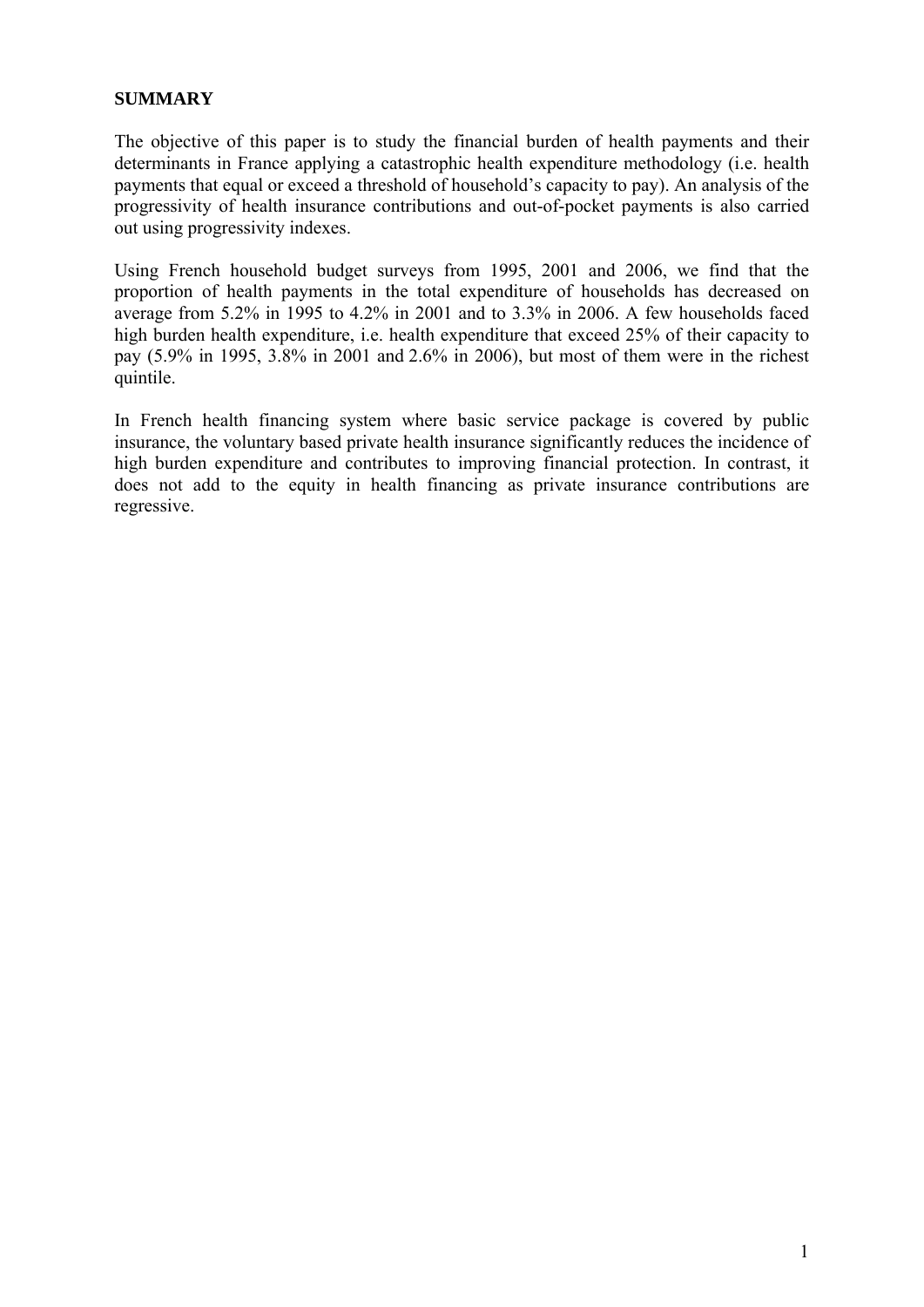**SUMMARY**

The objective of this paper is to study the financial burden of health payments and their determinants in France applying a catastrophic health expenditure methodology (i.e. health payments that equal or exceed a threshold of household's capacity to pay). An analysis of the progressivity of health insurance contributions and out-of-pocket payments is also carried out using progressivity indexes.

Using French household budget surveys from 1995, 2001 and 2006, we find that the proportion of health payments in the total expenditure of households has decreased on average from 5.2% in 1995 to 4.2% in 2001 and to 3.3% in 2006. A few households faced high burden health expenditure, i.e. health expenditure that exceed 25% of their capacity to pay (5.9% in 1995, 3.8% in 2001 and 2.6% in 2006), but most of them were in the richest quintile.

In French health financing system where basic service package is covered by public insurance, the voluntary based private health insurance significantly reduces the incidence of high burden expenditure and contributes to improving financial protection. In contrast, it does not add to the equity in health financing as private insurance contributions are regressive.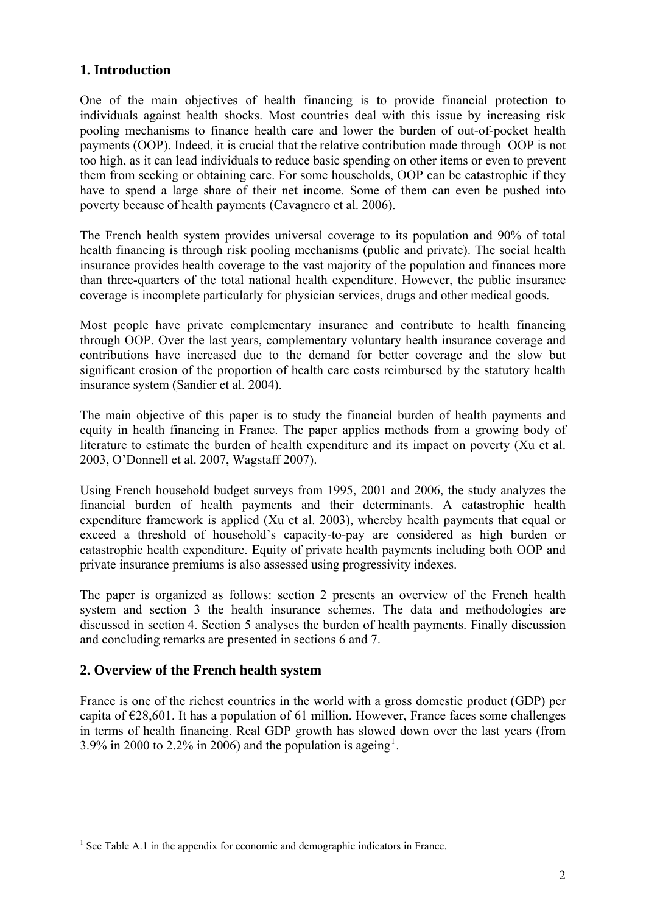## 1. Introduction

One of the main objectives of health financing is to provide financial protection to individuals against health shocks. Most countries deal with this issue by increasing risk pooling mechanisms to finance health care and lower the burden of out-of-pocket health payments (OOP). Indeed, it is crucial that the relative contribution made through OOP is not too high, as it can lead individuals to reduce basic spending on other items or even to prevent them from seeking or obtaining care. For some households, OOP can be catastrophic if they have to spend a large share of their net income. Some of them can even be pushed into poverty because of health payments (Cavagnero et al. 2006).

The French health system provides universal coverage to its population and 90% of total health financing is through risk pooling mechanisms (public and private). The social health insurance provides health coverage to the vast majority of the population and finances more than three-quarters of the total national health expenditure. However, the public insurance coverage is incomplete particularly for physician services, drugs and other medical goods.

Most people have private complementary insurance and contribute to health financing through OOP. Over the last years, complementary voluntary health insurance coverage and contributions have increased due to the demand for better coverage and the slow but significant erosion of the proportion of health care costs reimbursed by the statutory health insurance system (Sandier et al. 2004).

The main objective of this paper is to study the financial burden of health payments and equity in health financing in France. The paper applies methods from a growing body of literature to estimate the burden of health expenditure and its impact on poverty (Xu et al. 2003, O'Donnell et al. 2007, Wagstaff 2007).

Using French household budget surveys from 1995, 2001 and 2006, the study analyzes the financial burden of health payments and their determinants. A catastrophic health expenditure framework is applied (Xu et al. 2003), whereby health payments that equal or exceed a threshold of household's capacity-to-pay are considered as high burden or catastrophic health expenditure. Equity of private health payments including both OOP and private insurance premiums is also assessed using progressivity indexes.

The paper is organized as follows: section 2 presents an overview of the French health system and section 3 the health insurance schemes. The data and methodologies are discussed in section 4. Section 5 analyses the burden of health payments. Finally discussion and concluding remarks are presented in sections 6 and 7.

## 2. Overview of the French health system

France is one of the richest countries in the world with a gross domestic product (GDP) per capita of €28,601. It has a population of 61 million. However, France faces some challenges in terms of health financing. Real GDP growth has slowed down over the last years (from 3.9% in 2000 to 2.2% in 2006) and the population is ageing[1].

[1] See Table A.1 in the appendix for economic and demographic indicators in France.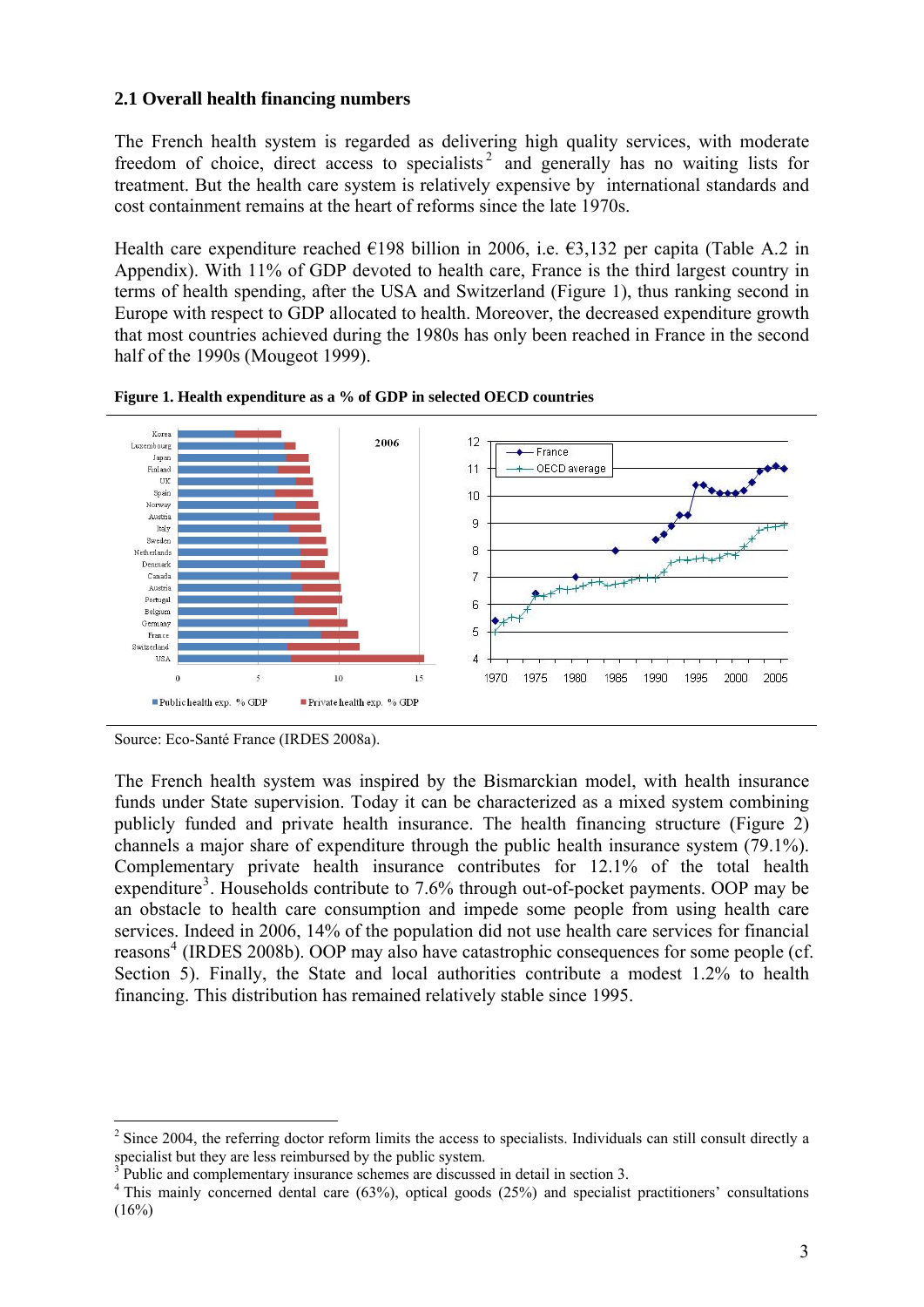## 2.1 Overall health financing numbers

The French health system is regarded as delivering high quality services, with moderate freedom of choice, direct access to specialists[2] and generally has no waiting lists for treatment. But the health care system is relatively expensive by international standards and cost containment remains at the heart of reforms since the late 1970s.

Health care expenditure reached €198 billion in 2006, i.e. €3,132 per capita (Table A.2 in Appendix). With 11% of GDP devoted to health care, France is the third largest country in terms of health spending, after the USA and Switzerland (Figure 1), thus ranking second in Europe with respect to GDP allocated to health. Moreover, the decreased expenditure growth that most countries achieved during the 1980s has only been reached in France in the second half of the 1990s (Mougeot 1999).

**Figure 1. Health expenditure as a % of GDP in selected OECD countries**

Source: Eco-Santé France (IRDES 2008a).

The French health system was inspired by the Bismarckian model, with health insurance funds under State supervision. Today it can be characterized as a mixed system combining publicly funded and private health insurance. The health financing structure (Figure 2) channels a major share of expenditure through the public health insurance system (79.1%). Complementary private health insurance contributes for 12.1% of the total health expenditure[3]. Households contribute to 7.6% through out-of-pocket payments. OOP may be an obstacle to health care consumption and impede some people from using health care services. Indeed in 2006, 14% of the population did not use health care services for financial reasons[4] (IRDES 2008b). OOP may also have catastrophic consequences for some people (cf. Section 5). Finally, the State and local authorities contribute a modest 1.2% to health financing. This distribution has remained relatively stable since 1995.

---

[2] Since 2004, the referring doctor reform limits the access to specialists. Individuals can still consult directly a specialist but they are less reimbursed by the public system.

[3] Public and complementary insurance schemes are discussed in detail in section 3.

[4] This mainly concerned dental care (63%), optical goods (25%) and specialist practitioners' consultations (16%)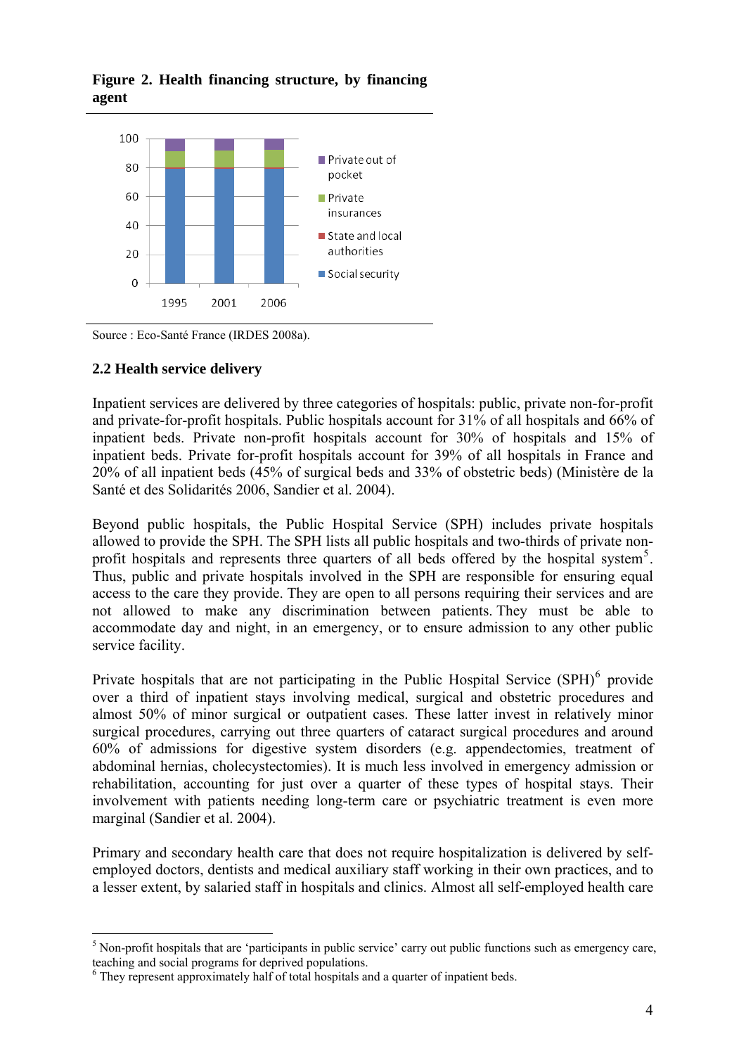**Figure 2. Health financing structure, by financing agent**

Source : Eco-Santé France (IRDES 2008a).

### 2.2 Health service delivery

Inpatient services are delivered by three categories of hospitals: public, private non-for-profit and private-for-profit hospitals. Public hospitals account for 31% of all hospitals and 66% of inpatient beds. Private non-profit hospitals account for 30% of hospitals and 15% of inpatient beds. Private for-profit hospitals account for 39% of all hospitals in France and 20% of all inpatient beds (45% of surgical beds and 33% of obstetric beds) (Ministère de la Santé et des Solidarités 2006, Sandier et al. 2004).

Beyond public hospitals, the Public Hospital Service (SPH) includes private hospitals allowed to provide the SPH. The SPH lists all public hospitals and two-thirds of private non-profit hospitals and represents three quarters of all beds offered by the hospital system[5]. Thus, public and private hospitals involved in the SPH are responsible for ensuring equal access to the care they provide. They are open to all persons requiring their services and are not allowed to make any discrimination between patients. They must be able to accommodate day and night, in an emergency, or to ensure admission to any other public service facility.

Private hospitals that are not participating in the Public Hospital Service (SPH)[6] provide over a third of inpatient stays involving medical, surgical and obstetric procedures and almost 50% of minor surgical or outpatient cases. These latter invest in relatively minor surgical procedures, carrying out three quarters of cataract surgical procedures and around 60% of admissions for digestive system disorders (e.g. appendectomies, treatment of abdominal hernias, cholecystectomies). It is much less involved in emergency admission or rehabilitation, accounting for just over a quarter of these types of hospital stays. Their involvement with patients needing long-term care or psychiatric treatment is even more marginal (Sandier et al. 2004).

Primary and secondary health care that does not require hospitalization is delivered by self-employed doctors, dentists and medical auxiliary staff working in their own practices, and to a lesser extent, by salaried staff in hospitals and clinics. Almost all self-employed health care

---

[5] Non-profit hospitals that are 'participants in public service' carry out public functions such as emergency care, teaching and social programs for deprived populations.

[6] They represent approximately half of total hospitals and a quarter of inpatient beds.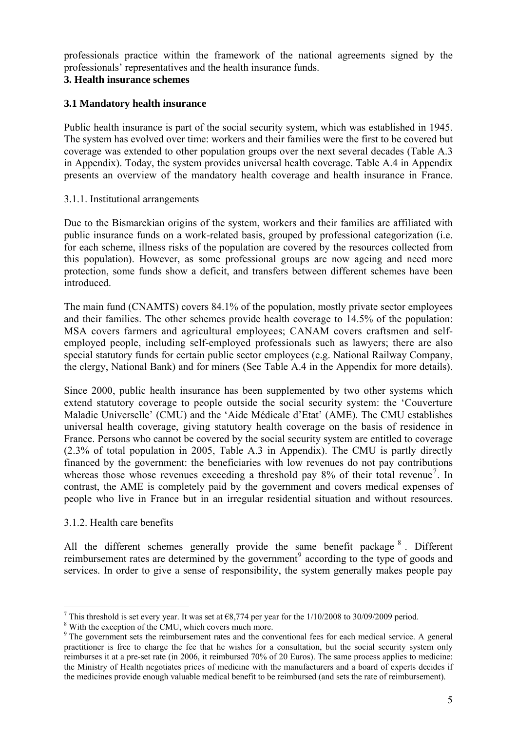professionals practice within the framework of the national agreements signed by the professionals' representatives and the health insurance funds.

## 3. Health insurance schemes

### 3.1 Mandatory health insurance

Public health insurance is part of the social security system, which was established in 1945. The system has evolved over time: workers and their families were the first to be covered but coverage was extended to other population groups over the next several decades (Table A.3 in Appendix). Today, the system provides universal health coverage. Table A.4 in Appendix presents an overview of the mandatory health coverage and health insurance in France.

#### 3.1.1. Institutional arrangements

Due to the Bismarckian origins of the system, workers and their families are affiliated with public insurance funds on a work-related basis, grouped by professional categorization (i.e. for each scheme, illness risks of the population are covered by the resources collected from this population). However, as some professional groups are now ageing and need more protection, some funds show a deficit, and transfers between different schemes have been introduced.

The main fund (CNAMTS) covers 84.1% of the population, mostly private sector employees and their families. The other schemes provide health coverage to 14.5% of the population: MSA covers farmers and agricultural employees; CANAM covers craftsmen and self-employed people, including self-employed professionals such as lawyers; there are also special statutory funds for certain public sector employees (e.g. National Railway Company, the clergy, National Bank) and for miners (See Table A.4 in the Appendix for more details).

Since 2000, public health insurance has been supplemented by two other systems which extend statutory coverage to people outside the social security system: the 'Couverture Maladie Universelle' (CMU) and the 'Aide Médicale d'Etat' (AME). The CMU establishes universal health coverage, giving statutory health coverage on the basis of residence in France. Persons who cannot be covered by the social security system are entitled to coverage (2.3% of total population in 2005, Table A.3 in Appendix). The CMU is partly directly financed by the government: the beneficiaries with low revenues do not pay contributions whereas those whose revenues exceeding a threshold pay 8% of their total revenue[7]. In contrast, the AME is completely paid by the government and covers medical expenses of people who live in France but in an irregular residential situation and without resources.

#### 3.1.2. Health care benefits

All the different schemes generally provide the same benefit package[8]. Different reimbursement rates are determined by the government[9] according to the type of goods and services. In order to give a sense of responsibility, the system generally makes people pay

---

[7] This threshold is set every year. It was set at €8,774 per year for the 1/10/2008 to 30/09/2009 period.

[8] With the exception of the CMU, which covers much more.

[9] The government sets the reimbursement rates and the conventional fees for each medical service. A general practitioner is free to charge the fee that he wishes for a consultation, but the social security system only reimburses it at a pre-set rate (in 2006, it reimbursed 70% of 20 Euros). The same process applies to medicine: the Ministry of Health negotiates prices of medicine with the manufacturers and a board of experts decides if the medicines provide enough valuable medical benefit to be reimbursed (and sets the rate of reimbursement).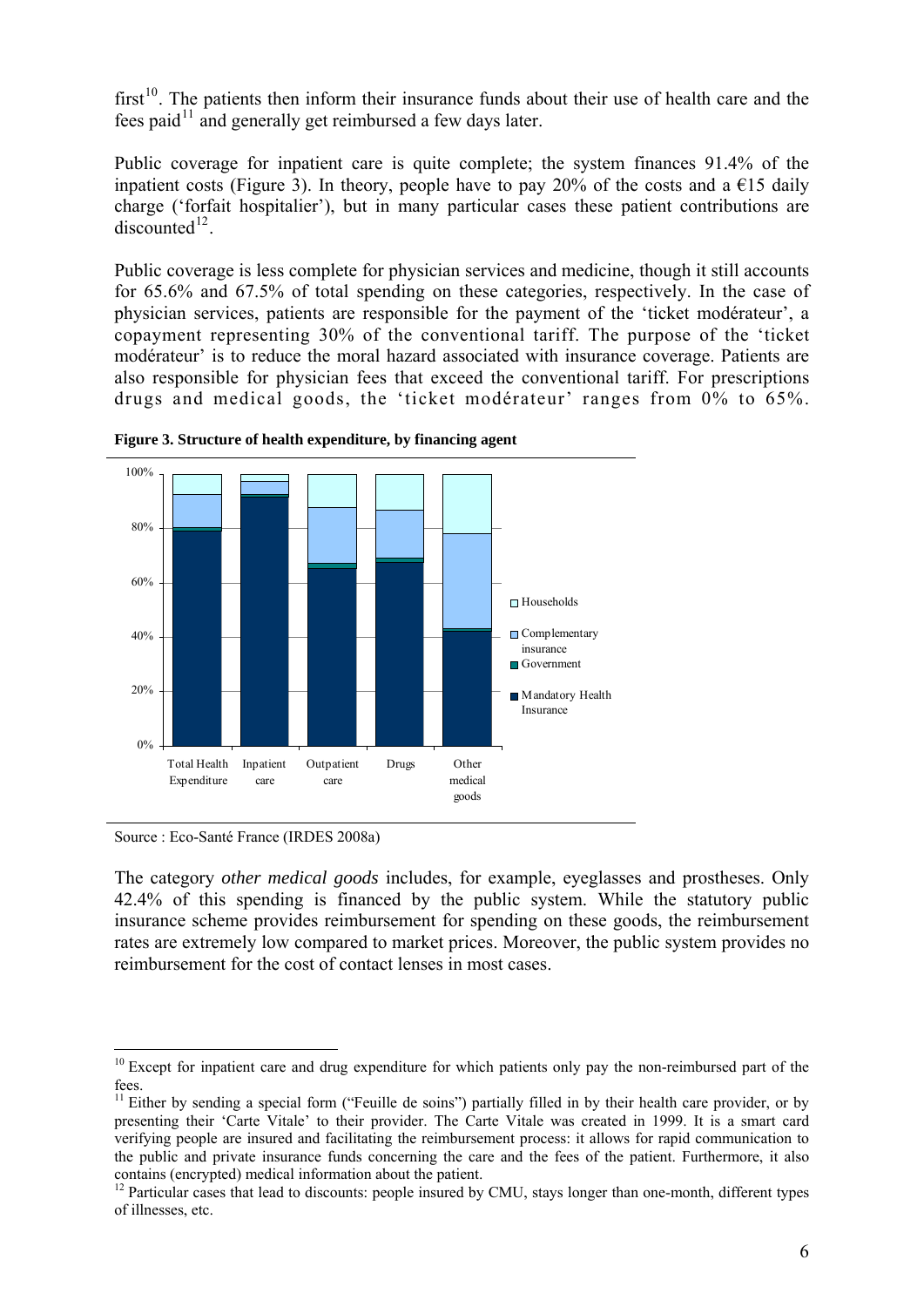first[10]. The patients then inform their insurance funds about their use of health care and the fees paid[11] and generally get reimbursed a few days later.

Public coverage for inpatient care is quite complete; the system finances 91.4% of the inpatient costs (Figure 3). In theory, people have to pay 20% of the costs and a €15 daily charge ('forfait hospitalier'), but in many particular cases these patient contributions are discounted[12].

Public coverage is less complete for physician services and medicine, though it still accounts for 65.6% and 67.5% of total spending on these categories, respectively. In the case of physician services, patients are responsible for the payment of the 'ticket modérateur', a copayment representing 30% of the conventional tariff. The purpose of the 'ticket modérateur' is to reduce the moral hazard associated with insurance coverage. Patients are also responsible for physician fees that exceed the conventional tariff. For prescriptions drugs and medical goods, the 'ticket modérateur' ranges from 0% to 65%.

**Figure 3. Structure of health expenditure, by financing agent**

Source : Eco-Santé France (IRDES 2008a)

The category *other medical goods* includes, for example, eyeglasses and prostheses. Only 42.4% of this spending is financed by the public system. While the statutory public insurance scheme provides reimbursement for spending on these goods, the reimbursement rates are extremely low compared to market prices. Moreover, the public system provides no reimbursement for the cost of contact lenses in most cases.

---

[10] Except for inpatient care and drug expenditure for which patients only pay the non-reimbursed part of the fees.

[11] Either by sending a special form ("Feuille de soins") partially filled in by their health care provider, or by presenting their 'Carte Vitale' to their provider. The Carte Vitale was created in 1999. It is a smart card verifying people are insured and facilitating the reimbursement process: it allows for rapid communication to the public and private insurance funds concerning the care and the fees of the patient. Furthermore, it also contains (encrypted) medical information about the patient.

[12] Particular cases that lead to discounts: people insured by CMU, stays longer than one-month, different types of illnesses, etc.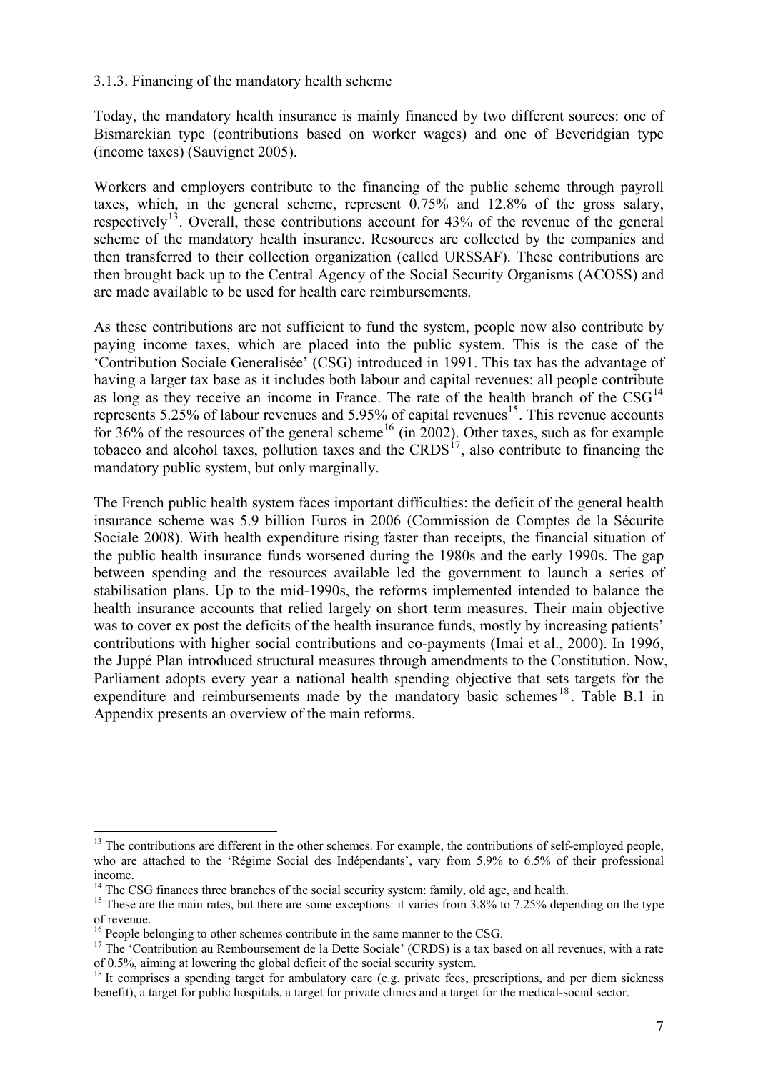### 3.1.3. Financing of the mandatory health scheme

Today, the mandatory health insurance is mainly financed by two different sources: one of Bismarckian type (contributions based on worker wages) and one of Beveridgian type (income taxes) (Sauvignet 2005).

Workers and employers contribute to the financing of the public scheme through payroll taxes, which, in the general scheme, represent 0.75% and 12.8% of the gross salary, respectively[13]. Overall, these contributions account for 43% of the revenue of the general scheme of the mandatory health insurance. Resources are collected by the companies and then transferred to their collection organization (called URSSAF). These contributions are then brought back up to the Central Agency of the Social Security Organisms (ACOSS) and are made available to be used for health care reimbursements.

As these contributions are not sufficient to fund the system, people now also contribute by paying income taxes, which are placed into the public system. This is the case of the 'Contribution Sociale Generalisée' (CSG) introduced in 1991. This tax has the advantage of having a larger tax base as it includes both labour and capital revenues: all people contribute as long as they receive an income in France. The rate of the health branch of the CSG[14] represents 5.25% of labour revenues and 5.95% of capital revenues[15]. This revenue accounts for 36% of the resources of the general scheme[16] (in 2002). Other taxes, such as for example tobacco and alcohol taxes, pollution taxes and the CRDS[17], also contribute to financing the mandatory public system, but only marginally.

The French public health system faces important difficulties: the deficit of the general health insurance scheme was 5.9 billion Euros in 2006 (Commission de Comptes de la Sécurite Sociale 2008). With health expenditure rising faster than receipts, the financial situation of the public health insurance funds worsened during the 1980s and the early 1990s. The gap between spending and the resources available led the government to launch a series of stabilisation plans. Up to the mid-1990s, the reforms implemented intended to balance the health insurance accounts that relied largely on short term measures. Their main objective was to cover ex post the deficits of the health insurance funds, mostly by increasing patients' contributions with higher social contributions and co-payments (Imai et al., 2000). In 1996, the Juppé Plan introduced structural measures through amendments to the Constitution. Now, Parliament adopts every year a national health spending objective that sets targets for the expenditure and reimbursements made by the mandatory basic schemes[18]. Table B.1 in Appendix presents an overview of the main reforms.

---

[13] The contributions are different in the other schemes. For example, the contributions of self-employed people, who are attached to the 'Régime Social des Indépendants', vary from 5.9% to 6.5% of their professional income.

[14] The CSG finances three branches of the social security system: family, old age, and health.

[15] These are the main rates, but there are some exceptions: it varies from 3.8% to 7.25% depending on the type of revenue.

[16] People belonging to other schemes contribute in the same manner to the CSG.

[17] The 'Contribution au Remboursement de la Dette Sociale' (CRDS) is a tax based on all revenues, with a rate of 0.5%, aiming at lowering the global deficit of the social security system.

[18] It comprises a spending target for ambulatory care (e.g. private fees, prescriptions, and per diem sickness benefit), a target for public hospitals, a target for private clinics and a target for the medical-social sector.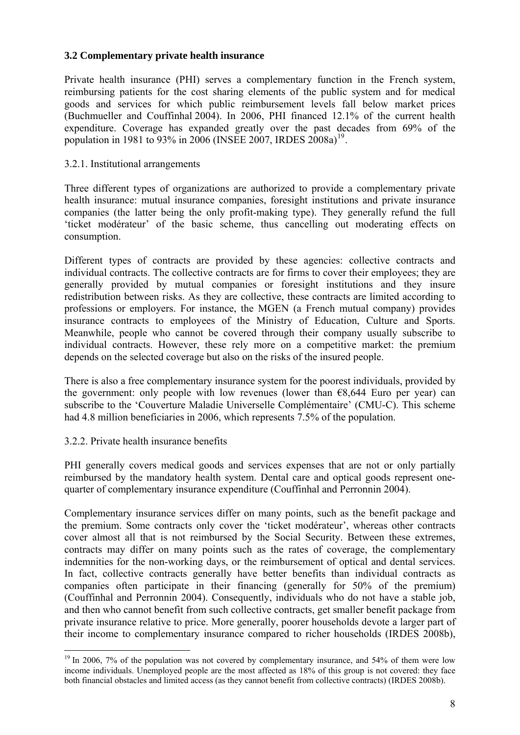### 3.2 Complementary private health insurance

Private health insurance (PHI) serves a complementary function in the French system, reimbursing patients for the cost sharing elements of the public system and for medical goods and services for which public reimbursement levels fall below market prices (Buchmueller and Couffinhal 2004). In 2006, PHI financed 12.1% of the current health expenditure. Coverage has expanded greatly over the past decades from 69% of the population in 1981 to 93% in 2006 (INSEE 2007, IRDES 2008a)[19].

3.2.1. Institutional arrangements

Three different types of organizations are authorized to provide a complementary private health insurance: mutual insurance companies, foresight institutions and private insurance companies (the latter being the only profit-making type). They generally refund the full 'ticket modérateur' of the basic scheme, thus cancelling out moderating effects on consumption.

Different types of contracts are provided by these agencies: collective contracts and individual contracts. The collective contracts are for firms to cover their employees; they are generally provided by mutual companies or foresight institutions and they insure redistribution between risks. As they are collective, these contracts are limited according to professions or employers. For instance, the MGEN (a French mutual company) provides insurance contracts to employees of the Ministry of Education, Culture and Sports. Meanwhile, people who cannot be covered through their company usually subscribe to individual contracts. However, these rely more on a competitive market: the premium depends on the selected coverage but also on the risks of the insured people.

There is also a free complementary insurance system for the poorest individuals, provided by the government: only people with low revenues (lower than €8,644 Euro per year) can subscribe to the 'Couverture Maladie Universelle Complémentaire' (CMU-C). This scheme had 4.8 million beneficiaries in 2006, which represents 7.5% of the population.

3.2.2. Private health insurance benefits

PHI generally covers medical goods and services expenses that are not or only partially reimbursed by the mandatory health system. Dental care and optical goods represent one-quarter of complementary insurance expenditure (Couffinhal and Perronnin 2004).

Complementary insurance services differ on many points, such as the benefit package and the premium. Some contracts only cover the 'ticket modérateur', whereas other contracts cover almost all that is not reimbursed by the Social Security. Between these extremes, contracts may differ on many points such as the rates of coverage, the complementary indemnities for the non-working days, or the reimbursement of optical and dental services. In fact, collective contracts generally have better benefits than individual contracts as companies often participate in their financing (generally for 50% of the premium) (Couffinhal and Perronnin 2004). Consequently, individuals who do not have a stable job, and then who cannot benefit from such collective contracts, get smaller benefit package from private insurance relative to price. More generally, poorer households devote a larger part of their income to complementary insurance compared to richer households (IRDES 2008b),

[19] In 2006, 7% of the population was not covered by complementary insurance, and 54% of them were low income individuals. Unemployed people are the most affected as 18% of this group is not covered: they face both financial obstacles and limited access (as they cannot benefit from collective contracts) (IRDES 2008b).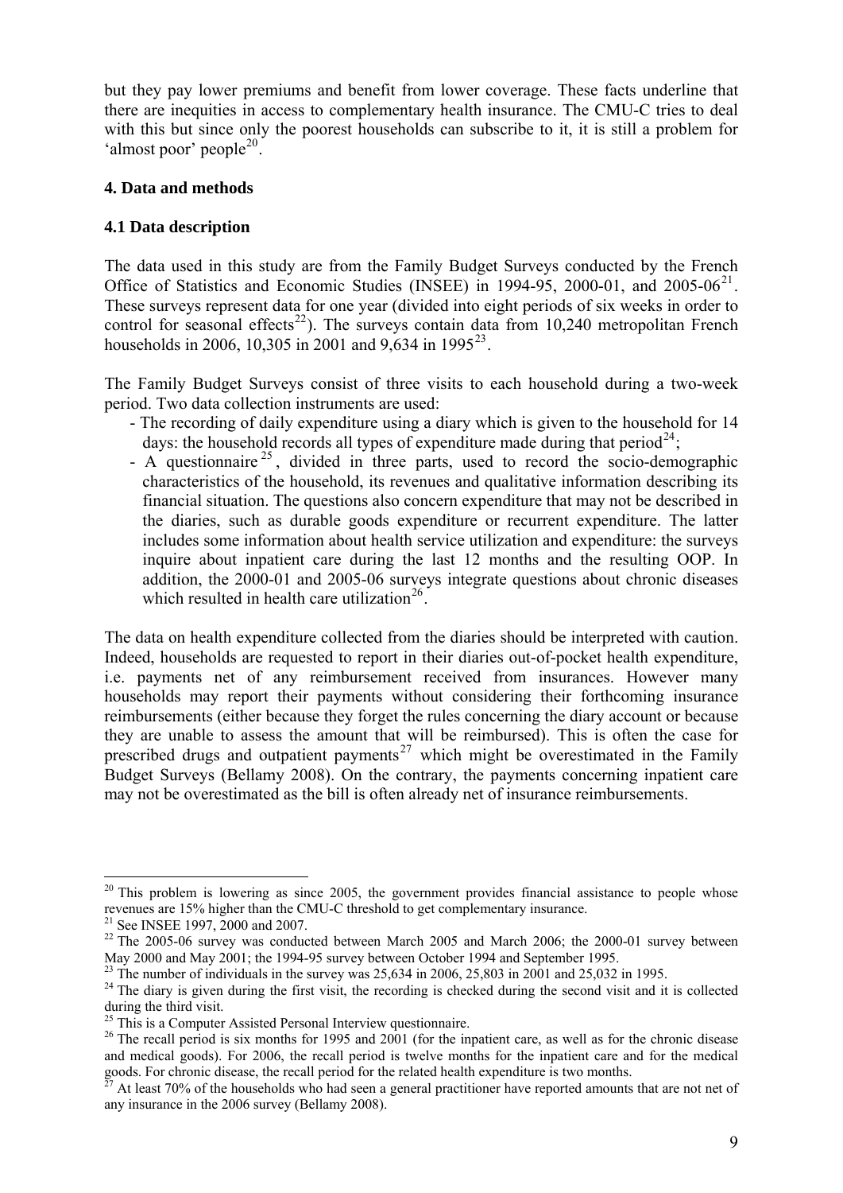but they pay lower premiums and benefit from lower coverage. These facts underline that there are inequities in access to complementary health insurance. The CMU-C tries to deal with this but since only the poorest households can subscribe to it, it is still a problem for 'almost poor' people[20].

## 4. Data and methods

### 4.1 Data description

The data used in this study are from the Family Budget Surveys conducted by the French Office of Statistics and Economic Studies (INSEE) in 1994-95, 2000-01, and 2005-06[21]. These surveys represent data for one year (divided into eight periods of six weeks in order to control for seasonal effects[22]). The surveys contain data from 10,240 metropolitan French households in 2006, 10,305 in 2001 and 9,634 in 1995[23].

The Family Budget Surveys consist of three visits to each household during a two-week period. Two data collection instruments are used:

- The recording of daily expenditure using a diary which is given to the household for 14 days: the household records all types of expenditure made during that period[24];
- A questionnaire[25], divided in three parts, used to record the socio-demographic characteristics of the household, its revenues and qualitative information describing its financial situation. The questions also concern expenditure that may not be described in the diaries, such as durable goods expenditure or recurrent expenditure. The latter includes some information about health service utilization and expenditure: the surveys inquire about inpatient care during the last 12 months and the resulting OOP. In addition, the 2000-01 and 2005-06 surveys integrate questions about chronic diseases which resulted in health care utilization[26].

The data on health expenditure collected from the diaries should be interpreted with caution. Indeed, households are requested to report in their diaries out-of-pocket health expenditure, i.e. payments net of any reimbursement received from insurances. However many households may report their payments without considering their forthcoming insurance reimbursements (either because they forget the rules concerning the diary account or because they are unable to assess the amount that will be reimbursed). This is often the case for prescribed drugs and outpatient payments[27] which might be overestimated in the Family Budget Surveys (Bellamy 2008). On the contrary, the payments concerning inpatient care may not be overestimated as the bill is often already net of insurance reimbursements.

---

[20] This problem is lowering as since 2005, the government provides financial assistance to people whose revenues are 15% higher than the CMU-C threshold to get complementary insurance.

[21] See INSEE 1997, 2000 and 2007.

[22] The 2005-06 survey was conducted between March 2005 and March 2006; the 2000-01 survey between May 2000 and May 2001; the 1994-95 survey between October 1994 and September 1995.

[23] The number of individuals in the survey was 25,634 in 2006, 25,803 in 2001 and 25,032 in 1995.

[24] The diary is given during the first visit, the recording is checked during the second visit and it is collected during the third visit.

[25] This is a Computer Assisted Personal Interview questionnaire.

[26] The recall period is six months for 1995 and 2001 (for the inpatient care, as well as for the chronic disease and medical goods). For 2006, the recall period is twelve months for the inpatient care and for the medical goods. For chronic disease, the recall period for the related health expenditure is two months.

[27] At least 70% of the households who had seen a general practitioner have reported amounts that are not net of any insurance in the 2006 survey (Bellamy 2008).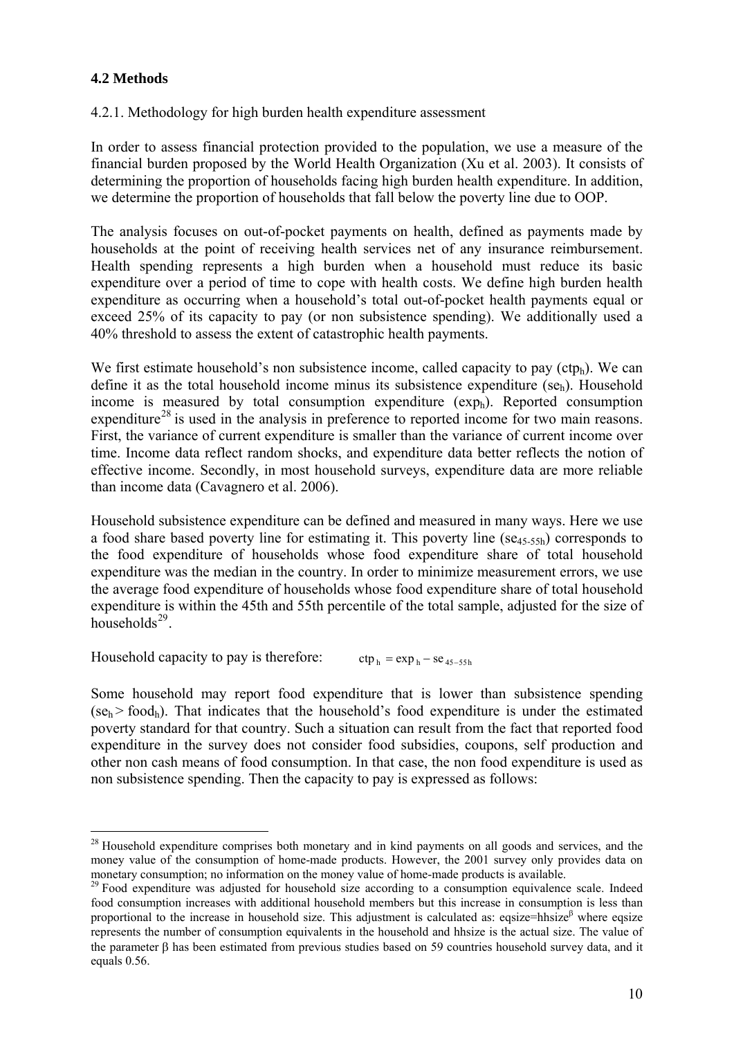### 4.2 Methods

4.2.1. Methodology for high burden health expenditure assessment

In order to assess financial protection provided to the population, we use a measure of the financial burden proposed by the World Health Organization (Xu et al. 2003). It consists of determining the proportion of households facing high burden health expenditure. In addition, we determine the proportion of households that fall below the poverty line due to OOP.

The analysis focuses on out-of-pocket payments on health, defined as payments made by households at the point of receiving health services net of any insurance reimbursement. Health spending represents a high burden when a household must reduce its basic expenditure over a period of time to cope with health costs. We define high burden health expenditure as occurring when a household's total out-of-pocket health payments equal or exceed 25% of its capacity to pay (or non subsistence spending). We additionally used a 40% threshold to assess the extent of catastrophic health payments.

We first estimate household's non subsistence income, called capacity to pay ($ctp_h$). We can define it as the total household income minus its subsistence expenditure ($se_h$). Household income is measured by total consumption expenditure ($exp_h$). Reported consumption expenditure[28] is used in the analysis in preference to reported income for two main reasons. First, the variance of current expenditure is smaller than the variance of current income over time. Income data reflect random shocks, and expenditure data better reflects the notion of effective income. Secondly, in most household surveys, expenditure data are more reliable than income data (Cavagnero et al. 2006).

Household subsistence expenditure can be defined and measured in many ways. Here we use a food share based poverty line for estimating it. This poverty line ($se_{45\text{-}55h}$) corresponds to the food expenditure of households whose food expenditure share of total household expenditure was the median in the country. In order to minimize measurement errors, we use the average food expenditure of households whose food expenditure share of total household expenditure is within the 45th and 55th percentile of the total sample, adjusted for the size of households[29].

Household capacity to pay is therefore: $ctp_h = exp_h - se_{45-55h}$

Some household may report food expenditure that is lower than subsistence spending ($se_h > food_h$). That indicates that the household's food expenditure is under the estimated poverty standard for that country. Such a situation can result from the fact that reported food expenditure in the survey does not consider food subsidies, coupons, self production and other non cash means of food consumption. In that case, the non food expenditure is used as non subsistence spending. Then the capacity to pay is expressed as follows:

---

[28] Household expenditure comprises both monetary and in kind payments on all goods and services, and the money value of the consumption of home-made products. However, the 2001 survey only provides data on monetary consumption; no information on the money value of home-made products is available.

[29] Food expenditure was adjusted for household size according to a consumption equivalence scale. Indeed food consumption increases with additional household members but this increase in consumption is less than proportional to the increase in household size. This adjustment is calculated as: $eqsize = hhsize^{\beta}$ where eqsize represents the number of consumption equivalents in the household and hhsize is the actual size. The value of the parameter β has been estimated from previous studies based on 59 countries household survey data, and it equals 0.56.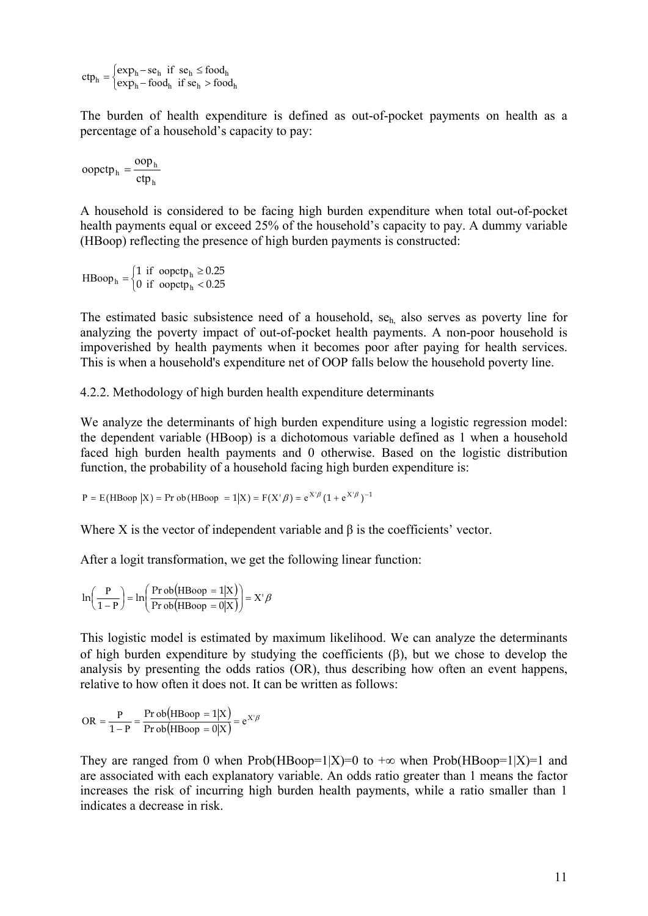$$ctp_h = \begin{cases} exp_h - se_h & \text{if } se_h \leq food_h \\ exp_h - food_h & \text{if } se_h > food_h \end{cases}$$

The burden of health expenditure is defined as out-of-pocket payments on health as a percentage of a household's capacity to pay:

$$oopctp_h = \frac{oop_h}{ctp_h}$$

A household is considered to be facing high burden expenditure when total out-of-pocket health payments equal or exceed 25% of the household's capacity to pay. A dummy variable (HBoop) reflecting the presence of high burden payments is constructed:

$$HBoop_h = \begin{cases} 1 & \text{if } oopctp_h \geq 0.25 \\ 0 & \text{if } oopctp_h < 0.25 \end{cases}$$

The estimated basic subsistence need of a household, $se_h$, also serves as poverty line for analyzing the poverty impact of out-of-pocket health payments. A non-poor household is impoverished by health payments when it becomes poor after paying for health services. This is when a household's expenditure net of OOP falls below the household poverty line.

4.2.2. Methodology of high burden health expenditure determinants

We analyze the determinants of high burden expenditure using a logistic regression model: the dependent variable (HBoop) is a dichotomous variable defined as 1 when a household faced high burden health payments and 0 otherwise. Based on the logistic distribution function, the probability of a household facing high burden expenditure is:

$$P = E(HBoop \mid X) = \Pr ob(HBoop = 1 \mid X) = F(X'\beta) = e^{X'\beta}(1 + e^{X'\beta})^{-1}$$

Where X is the vector of independent variable and β is the coefficients' vector.

After a logit transformation, we get the following linear function:

$$\ln\left(\frac{P}{1-P}\right) = \ln\left(\frac{\Pr ob(HBoop = 1 \mid X)}{\Pr ob(HBoop = 0 \mid X)}\right) = X'\beta$$

This logistic model is estimated by maximum likelihood. We can analyze the determinants of high burden expenditure by studying the coefficients (β), but we chose to develop the analysis by presenting the odds ratios (OR), thus describing how often an event happens, relative to how often it does not. It can be written as follows:

$$OR = \frac{P}{1-P} = \frac{\Pr ob(HBoop = 1 \mid X)}{\Pr ob(HBoop = 0 \mid X)} = e^{X'\beta}$$

They are ranged from 0 when Prob(HBoop=1|X)=0 to $+\infty$ when Prob(HBoop=1|X)=1 and are associated with each explanatory variable. An odds ratio greater than 1 means the factor increases the risk of incurring high burden health payments, while a ratio smaller than 1 indicates a decrease in risk.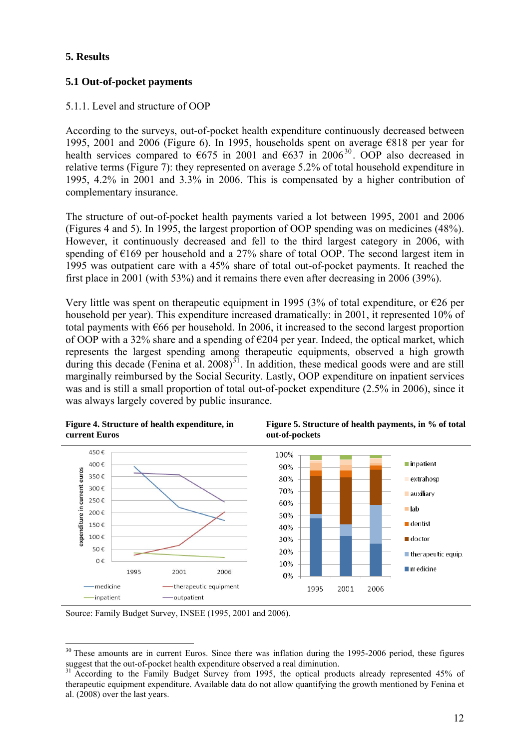## 5. Results

### 5.1 Out-of-pocket payments

#### 5.1.1. Level and structure of OOP

According to the surveys, out-of-pocket health expenditure continuously decreased between 1995, 2001 and 2006 (Figure 6). In 1995, households spent on average €818 per year for health services compared to €675 in 2001 and €637 in 2006[30]. OOP also decreased in relative terms (Figure 7): they represented on average 5.2% of total household expenditure in 1995, 4.2% in 2001 and 3.3% in 2006. This is compensated by a higher contribution of complementary insurance.

The structure of out-of-pocket health payments varied a lot between 1995, 2001 and 2006 (Figures 4 and 5). In 1995, the largest proportion of OOP spending was on medicines (48%). However, it continuously decreased and fell to the third largest category in 2006, with spending of €169 per household and a 27% share of total OOP. The second largest item in 1995 was outpatient care with a 45% share of total out-of-pocket payments. It reached the first place in 2001 (with 53%) and it remains there even after decreasing in 2006 (39%).

Very little was spent on therapeutic equipment in 1995 (3% of total expenditure, or €26 per household per year). This expenditure increased dramatically: in 2001, it represented 10% of total payments with €66 per household. In 2006, it increased to the second largest proportion of OOP with a 32% share and a spending of €204 per year. Indeed, the optical market, which represents the largest spending among therapeutic equipments, observed a high growth during this decade (Fenina et al. 2008)[31]. In addition, these medical goods were and are still marginally reimbursed by the Social Security. Lastly, OOP expenditure on inpatient services was and is still a small proportion of total out-of-pocket expenditure (2.5% in 2006), since it was always largely covered by public insurance.

**Figure 4. Structure of health expenditure, in current Euros**

**Figure 5. Structure of health payments, in % of total out-of-pockets**

Source: Family Budget Survey, INSEE (1995, 2001 and 2006).

---

[30] These amounts are in current Euros. Since there was inflation during the 1995-2006 period, these figures suggest that the out-of-pocket health expenditure observed a real diminution.

[31] According to the Family Budget Survey from 1995, the optical products already represented 45% of therapeutic equipment expenditure. Available data do not allow quantifying the growth mentioned by Fenina et al. (2008) over the last years.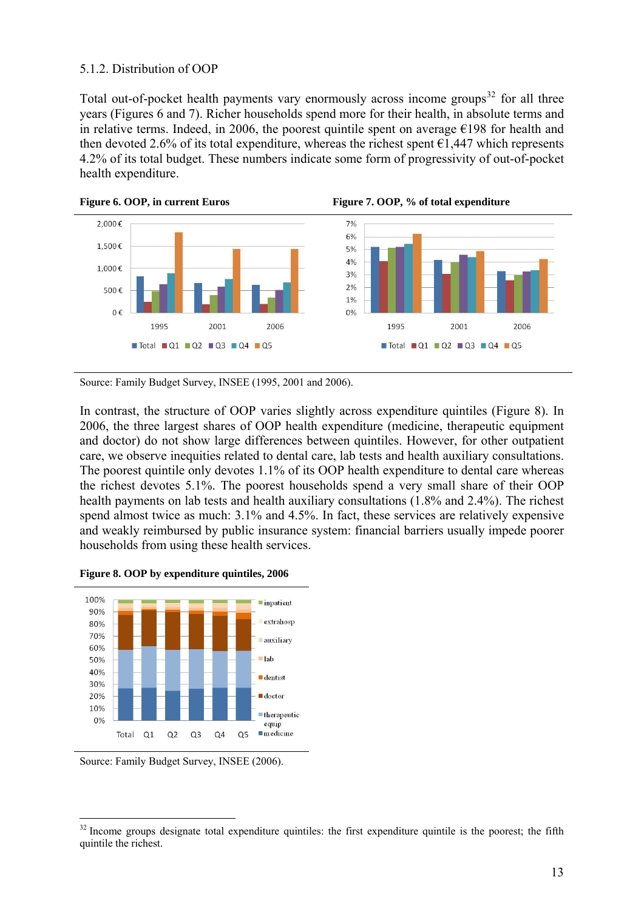### 5.1.2. Distribution of OOP

Total out-of-pocket health payments vary enormously across income groups[32] for all three years (Figures 6 and 7). Richer households spend more for their health, in absolute terms and in relative terms. Indeed, in 2006, the poorest quintile spent on average €198 for health and then devoted 2.6% of its total expenditure, whereas the richest spent €1,447 which represents 4.2% of its total budget. These numbers indicate some form of progressivity of out-of-pocket health expenditure.

**Figure 6. OOP, in current Euros**

**Figure 7. OOP, % of total expenditure**

Source: Family Budget Survey, INSEE (1995, 2001 and 2006).

In contrast, the structure of OOP varies slightly across expenditure quintiles (Figure 8). In 2006, the three largest shares of OOP health expenditure (medicine, therapeutic equipment and doctor) do not show large differences between quintiles. However, for other outpatient care, we observe inequities related to dental care, lab tests and health auxiliary consultations. The poorest quintile only devotes 1.1% of its OOP health expenditure to dental care whereas the richest devotes 5.1%. The poorest households spend a very small share of their OOP health payments on lab tests and health auxiliary consultations (1.8% and 2.4%). The richest spend almost twice as much: 3.1% and 4.5%. In fact, these services are relatively expensive and weakly reimbursed by public insurance system: financial barriers usually impede poorer households from using these health services.

**Figure 8. OOP by expenditure quintiles, 2006**

Source: Family Budget Survey, INSEE (2006).

[32] Income groups designate total expenditure quintiles: the first expenditure quintile is the poorest; the fifth quintile the richest.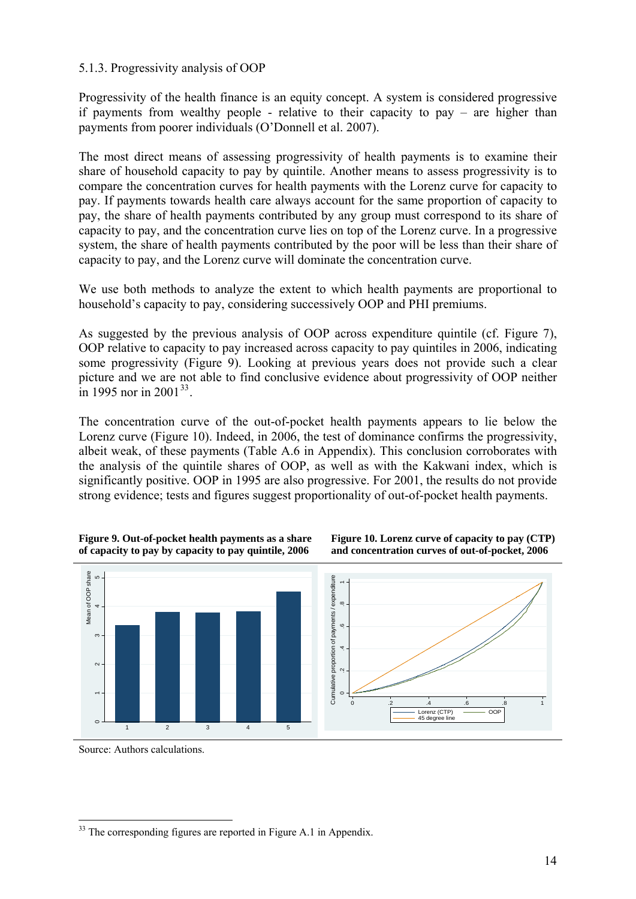### 5.1.3. Progressivity analysis of OOP

Progressivity of the health finance is an equity concept. A system is considered progressive if payments from wealthy people - relative to their capacity to pay – are higher than payments from poorer individuals (O'Donnell et al. 2007).

The most direct means of assessing progressivity of health payments is to examine their share of household capacity to pay by quintile. Another means to assess progressivity is to compare the concentration curves for health payments with the Lorenz curve for capacity to pay. If payments towards health care always account for the same proportion of capacity to pay, the share of health payments contributed by any group must correspond to its share of capacity to pay, and the concentration curve lies on top of the Lorenz curve. In a progressive system, the share of health payments contributed by the poor will be less than their share of capacity to pay, and the Lorenz curve will dominate the concentration curve.

We use both methods to analyze the extent to which health payments are proportional to household's capacity to pay, considering successively OOP and PHI premiums.

As suggested by the previous analysis of OOP across expenditure quintile (cf. Figure 7), OOP relative to capacity to pay increased across capacity to pay quintiles in 2006, indicating some progressivity (Figure 9). Looking at previous years does not provide such a clear picture and we are not able to find conclusive evidence about progressivity of OOP neither in 1995 nor in 2001[33].

The concentration curve of the out-of-pocket health payments appears to lie below the Lorenz curve (Figure 10). Indeed, in 2006, the test of dominance confirms the progressivity, albeit weak, of these payments (Table A.6 in Appendix). This conclusion corroborates with the analysis of the quintile shares of OOP, as well as with the Kakwani index, which is significantly positive. OOP in 1995 are also progressive. For 2001, the results do not provide strong evidence; tests and figures suggest proportionality of out-of-pocket health payments.

**Figure 9. Out-of-pocket health payments as a share of capacity to pay by capacity to pay quintile, 2006**

**Figure 10. Lorenz curve of capacity to pay (CTP) and concentration curves of out-of-pocket, 2006**

Source: Authors calculations.

[33] The corresponding figures are reported in Figure A.1 in Appendix.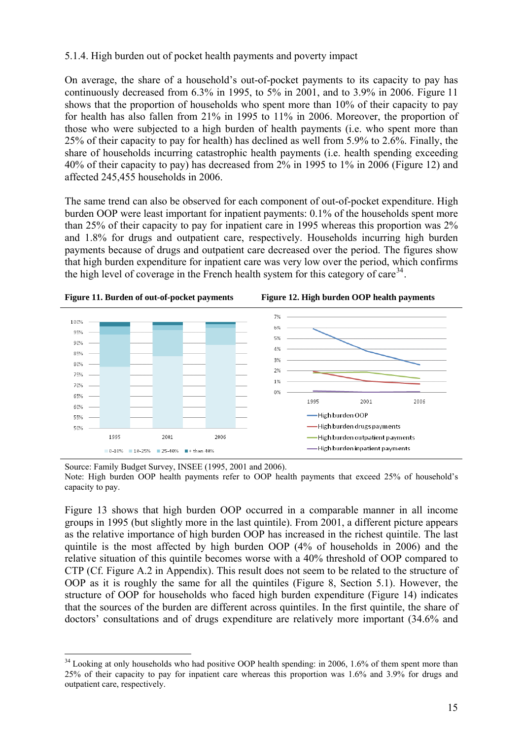5.1.4. High burden out of pocket health payments and poverty impact

On average, the share of a household's out-of-pocket payments to its capacity to pay has continuously decreased from 6.3% in 1995, to 5% in 2001, and to 3.9% in 2006. Figure 11 shows that the proportion of households who spent more than 10% of their capacity to pay for health has also fallen from 21% in 1995 to 11% in 2006. Moreover, the proportion of those who were subjected to a high burden of health payments (i.e. who spent more than 25% of their capacity to pay for health) has declined as well from 5.9% to 2.6%. Finally, the share of households incurring catastrophic health payments (i.e. health spending exceeding 40% of their capacity to pay) has decreased from 2% in 1995 to 1% in 2006 (Figure 12) and affected 245,455 households in 2006.

The same trend can also be observed for each component of out-of-pocket expenditure. High burden OOP were least important for inpatient payments: 0.1% of the households spent more than 25% of their capacity to pay for inpatient care in 1995 whereas this proportion was 2% and 1.8% for drugs and outpatient care, respectively. Households incurring high burden payments because of drugs and outpatient care decreased over the period. The figures show that high burden expenditure for inpatient care was very low over the period, which confirms the high level of coverage in the French health system for this category of care[34].

**Figure 11. Burden of out-of-pocket payments**

**Figure 12. High burden OOP health payments**

Source: Family Budget Survey, INSEE (1995, 2001 and 2006).
Note: High burden OOP health payments refer to OOP health payments that exceed 25% of household's capacity to pay.

Figure 13 shows that high burden OOP occurred in a comparable manner in all income groups in 1995 (but slightly more in the last quintile). From 2001, a different picture appears as the relative importance of high burden OOP has increased in the richest quintile. The last quintile is the most affected by high burden OOP (4% of households in 2006) and the relative situation of this quintile becomes worse with a 40% threshold of OOP compared to CTP (Cf. Figure A.2 in Appendix). This result does not seem to be related to the structure of OOP as it is roughly the same for all the quintiles (Figure 8, Section 5.1). However, the structure of OOP for households who faced high burden expenditure (Figure 14) indicates that the sources of the burden are different across quintiles. In the first quintile, the share of doctors' consultations and of drugs expenditure are relatively more important (34.6% and

---

[34] Looking at only households who had positive OOP health spending: in 2006, 1.6% of them spent more than 25% of their capacity to pay for inpatient care whereas this proportion was 1.6% and 3.9% for drugs and outpatient care, respectively.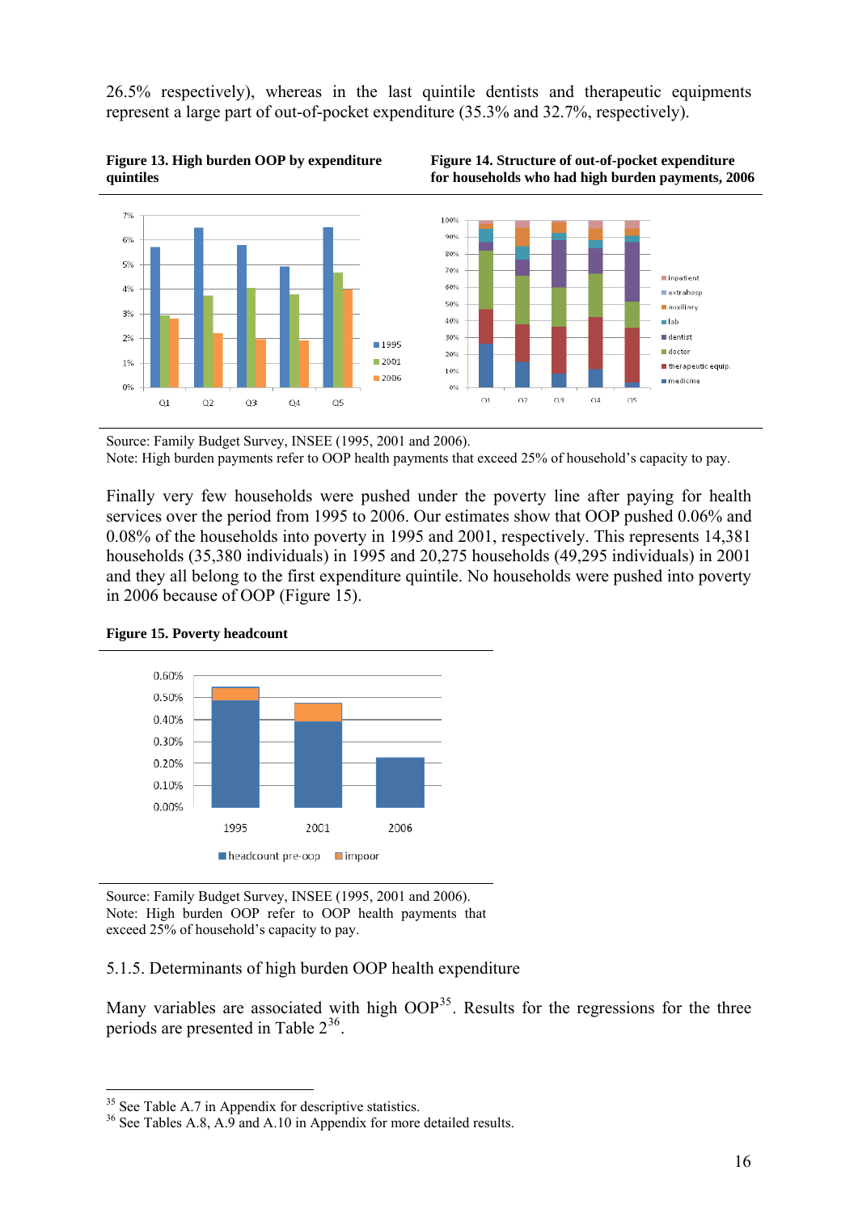26.5% respectively), whereas in the last quintile dentists and therapeutic equipments represent a large part of out-of-pocket expenditure (35.3% and 32.7%, respectively).

**Figure 13. High burden OOP by expenditure quintiles**

**Figure 14. Structure of out-of-pocket expenditure for households who had high burden payments, 2006**

Source: Family Budget Survey, INSEE (1995, 2001 and 2006).
Note: High burden payments refer to OOP health payments that exceed 25% of household's capacity to pay.

Finally very few households were pushed under the poverty line after paying for health services over the period from 1995 to 2006. Our estimates show that OOP pushed 0.06% and 0.08% of the households into poverty in 1995 and 2001, respectively. This represents 14,381 households (35,380 individuals) in 1995 and 20,275 households (49,295 individuals) in 2001 and they all belong to the first expenditure quintile. No households were pushed into poverty in 2006 because of OOP (Figure 15).

**Figure 15. Poverty headcount**

Source: Family Budget Survey, INSEE (1995, 2001 and 2006).
Note: High burden OOP refer to OOP health payments that exceed 25% of household's capacity to pay.

### 5.1.5. Determinants of high burden OOP health expenditure

Many variables are associated with high OOP[35]. Results for the regressions for the three periods are presented in Table 2[36].

[35] See Table A.7 in Appendix for descriptive statistics.
[36] See Tables A.8, A.9 and A.10 in Appendix for more detailed results.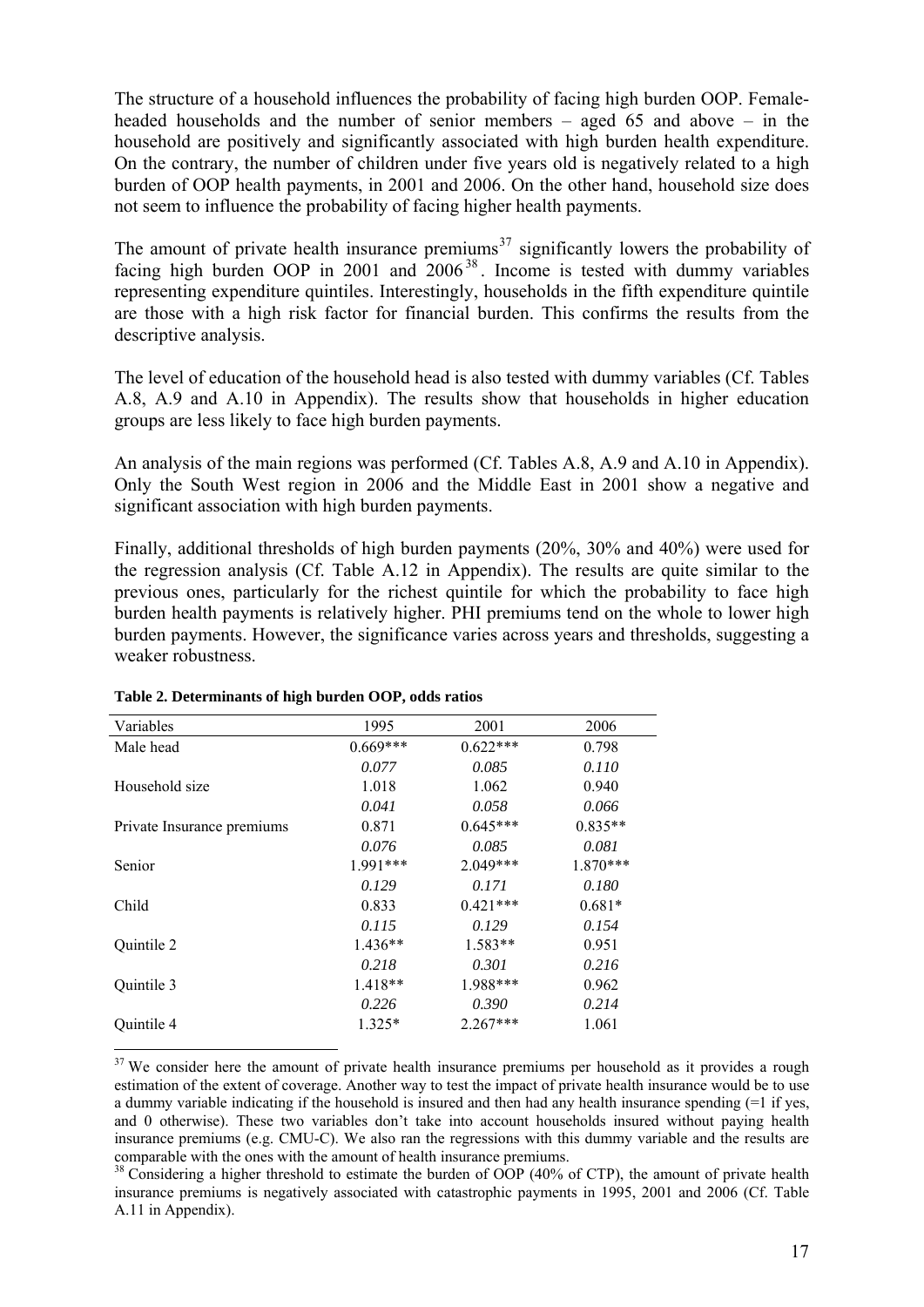The structure of a household influences the probability of facing high burden OOP. Female-headed households and the number of senior members – aged 65 and above – in the household are positively and significantly associated with high burden health expenditure. On the contrary, the number of children under five years old is negatively related to a high burden of OOP health payments, in 2001 and 2006. On the other hand, household size does not seem to influence the probability of facing higher health payments.

The amount of private health insurance premiums[37] significantly lowers the probability of facing high burden OOP in 2001 and 2006[38]. Income is tested with dummy variables representing expenditure quintiles. Interestingly, households in the fifth expenditure quintile are those with a high risk factor for financial burden. This confirms the results from the descriptive analysis.

The level of education of the household head is also tested with dummy variables (Cf. Tables A.8, A.9 and A.10 in Appendix). The results show that households in higher education groups are less likely to face high burden payments.

An analysis of the main regions was performed (Cf. Tables A.8, A.9 and A.10 in Appendix). Only the South West region in 2006 and the Middle East in 2001 show a negative and significant association with high burden payments.

Finally, additional thresholds of high burden payments (20%, 30% and 40%) were used for the regression analysis (Cf. Table A.12 in Appendix). The results are quite similar to the previous ones, particularly for the richest quintile for which the probability to face high burden health payments is relatively higher. PHI premiums tend on the whole to lower high burden payments. However, the significance varies across years and thresholds, suggesting a weaker robustness.

**Table 2. Determinants of high burden OOP, odds ratios**

| Variables | 1995 | 2001 | 2006 |
|---|---|---|---|
| Male head | 0.669*** | 0.622*** | 0.798 |
| | *0.077* | *0.085* | *0.110* |
| Household size | 1.018 | 1.062 | 0.940 |
| | *0.041* | *0.058* | *0.066* |
| Private Insurance premiums | 0.871 | 0.645*** | 0.835** |
| | *0.076* | *0.085* | *0.081* |
| Senior | 1.991*** | 2.049*** | 1.870*** |
| | *0.129* | *0.171* | *0.180* |
| Child | 0.833 | 0.421*** | 0.681* |
| | *0.115* | *0.129* | *0.154* |
| Quintile 2 | 1.436** | 1.583** | 0.951 |
| | *0.218* | *0.301* | *0.216* |
| Quintile 3 | 1.418** | 1.988*** | 0.962 |
| | *0.226* | *0.390* | *0.214* |
| Quintile 4 | 1.325* | 2.267*** | 1.061 |

[37] We consider here the amount of private health insurance premiums per household as it provides a rough estimation of the extent of coverage. Another way to test the impact of private health insurance would be to use a dummy variable indicating if the household is insured and then had any health insurance spending (=1 if yes, and 0 otherwise). These two variables don't take into account households insured without paying health insurance premiums (e.g. CMU-C). We also ran the regressions with this dummy variable and the results are comparable with the ones with the amount of health insurance premiums.

[38] Considering a higher threshold to estimate the burden of OOP (40% of CTP), the amount of private health insurance premiums is negatively associated with catastrophic payments in 1995, 2001 and 2006 (Cf. Table A.11 in Appendix).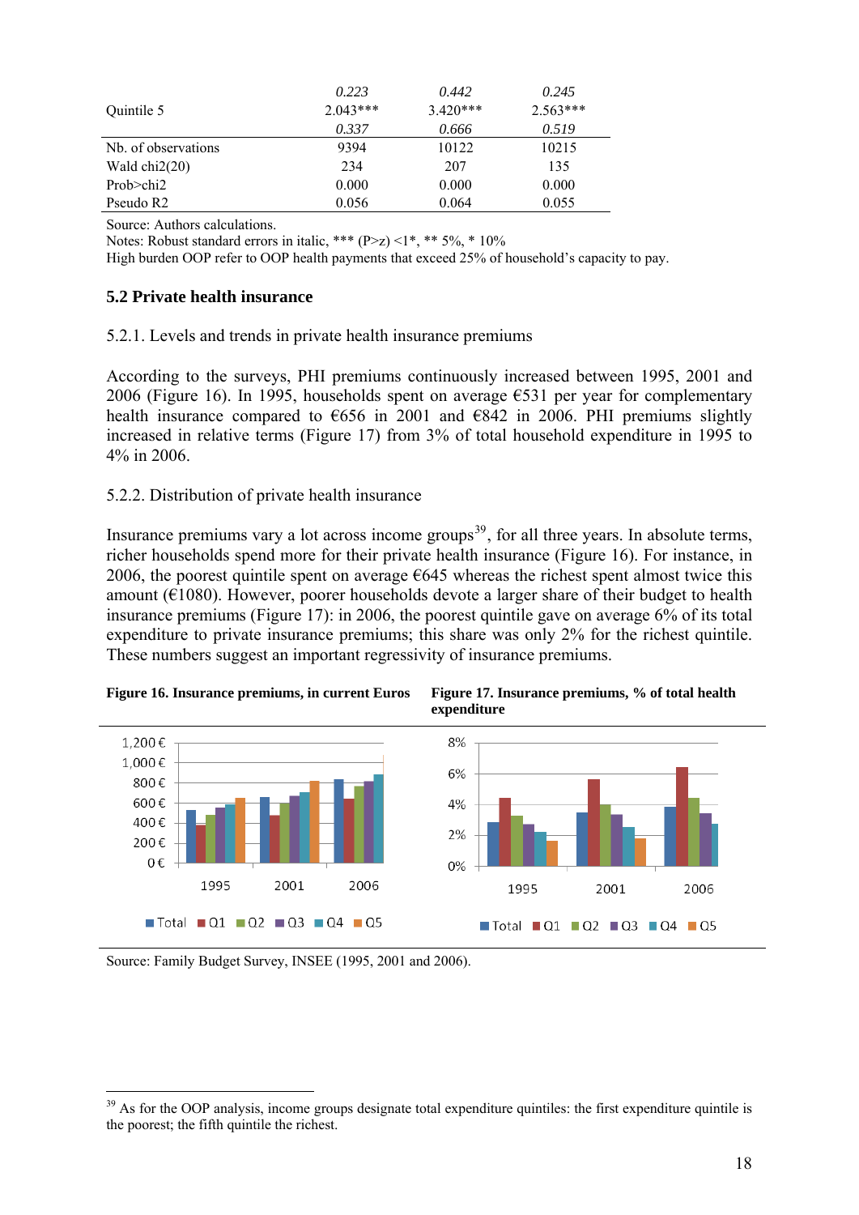| | | | |
|---|---|---|---|
| | *0.223* | *0.442* | *0.245* |
| Quintile 5 | 2.043*** | 3.420*** | 2.563*** |
| | *0.337* | *0.666* | *0.519* |
| Nb. of observations | 9394 | 10122 | 10215 |
| Wald chi2(20) | 234 | 207 | 135 |
| Prob>chi2 | 0.000 | 0.000 | 0.000 |
| Pseudo R2 | 0.056 | 0.064 | 0.055 |

Source: Authors calculations.
Notes: Robust standard errors in italic, *** (P>z) <1*, ** 5%, * 10%
High burden OOP refer to OOP health payments that exceed 25% of household's capacity to pay.

### 5.2 Private health insurance

5.2.1. Levels and trends in private health insurance premiums

According to the surveys, PHI premiums continuously increased between 1995, 2001 and 2006 (Figure 16). In 1995, households spent on average €531 per year for complementary health insurance compared to €656 in 2001 and €842 in 2006. PHI premiums slightly increased in relative terms (Figure 17) from 3% of total household expenditure in 1995 to 4% in 2006.

5.2.2. Distribution of private health insurance

Insurance premiums vary a lot across income groups[39], for all three years. In absolute terms, richer households spend more for their private health insurance (Figure 16). For instance, in 2006, the poorest quintile spent on average €645 whereas the richest spent almost twice this amount (€1080). However, poorer households devote a larger share of their budget to health insurance premiums (Figure 17): in 2006, the poorest quintile gave on average 6% of its total expenditure to private insurance premiums; this share was only 2% for the richest quintile. These numbers suggest an important regressivity of insurance premiums.

**Figure 16. Insurance premiums, in current Euros**

**Figure 17. Insurance premiums, % of total health expenditure**

Source: Family Budget Survey, INSEE (1995, 2001 and 2006).

[39] As for the OOP analysis, income groups designate total expenditure quintiles: the first expenditure quintile is the poorest; the fifth quintile the richest.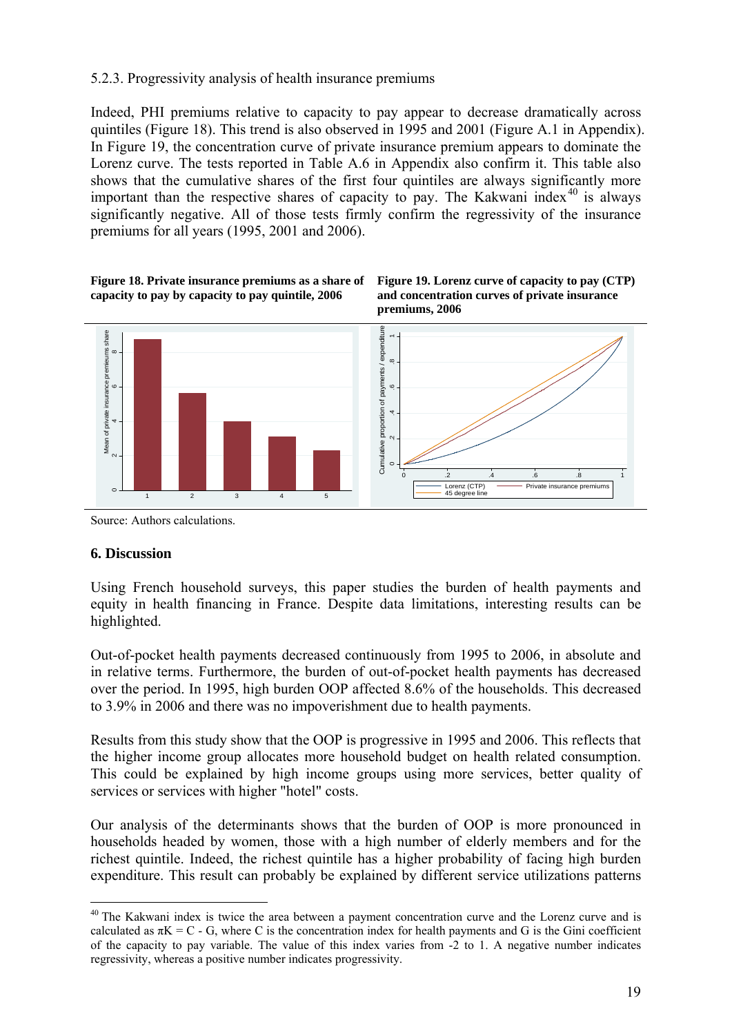5.2.3. Progressivity analysis of health insurance premiums

Indeed, PHI premiums relative to capacity to pay appear to decrease dramatically across quintiles (Figure 18). This trend is also observed in 1995 and 2001 (Figure A.1 in Appendix). In Figure 19, the concentration curve of private insurance premium appears to dominate the Lorenz curve. The tests reported in Table A.6 in Appendix also confirm it. This table also shows that the cumulative shares of the first four quintiles are always significantly more important than the respective shares of capacity to pay. The Kakwani index[40] is always significantly negative. All of those tests firmly confirm the regressivity of the insurance premiums for all years (1995, 2001 and 2006).

**Figure 18. Private insurance premiums as a share of capacity to pay by capacity to pay quintile, 2006**

**Figure 19. Lorenz curve of capacity to pay (CTP) and concentration curves of private insurance premiums, 2006**

Source: Authors calculations.

## 6. Discussion

Using French household surveys, this paper studies the burden of health payments and equity in health financing in France. Despite data limitations, interesting results can be highlighted.

Out-of-pocket health payments decreased continuously from 1995 to 2006, in absolute and in relative terms. Furthermore, the burden of out-of-pocket health payments has decreased over the period. In 1995, high burden OOP affected 8.6% of the households. This decreased to 3.9% in 2006 and there was no impoverishment due to health payments.

Results from this study show that the OOP is progressive in 1995 and 2006. This reflects that the higher income group allocates more household budget on health related consumption. This could be explained by high income groups using more services, better quality of services or services with higher "hotel" costs.

Our analysis of the determinants shows that the burden of OOP is more pronounced in households headed by women, those with a high number of elderly members and for the richest quintile. Indeed, the richest quintile has a higher probability of facing high burden expenditure. This result can probably be explained by different service utilizations patterns

[40] The Kakwani index is twice the area between a payment concentration curve and the Lorenz curve and is calculated as $\pi K = C - G$, where C is the concentration index for health payments and G is the Gini coefficient of the capacity to pay variable. The value of this index varies from -2 to 1. A negative number indicates regressivity, whereas a positive number indicates progressivity.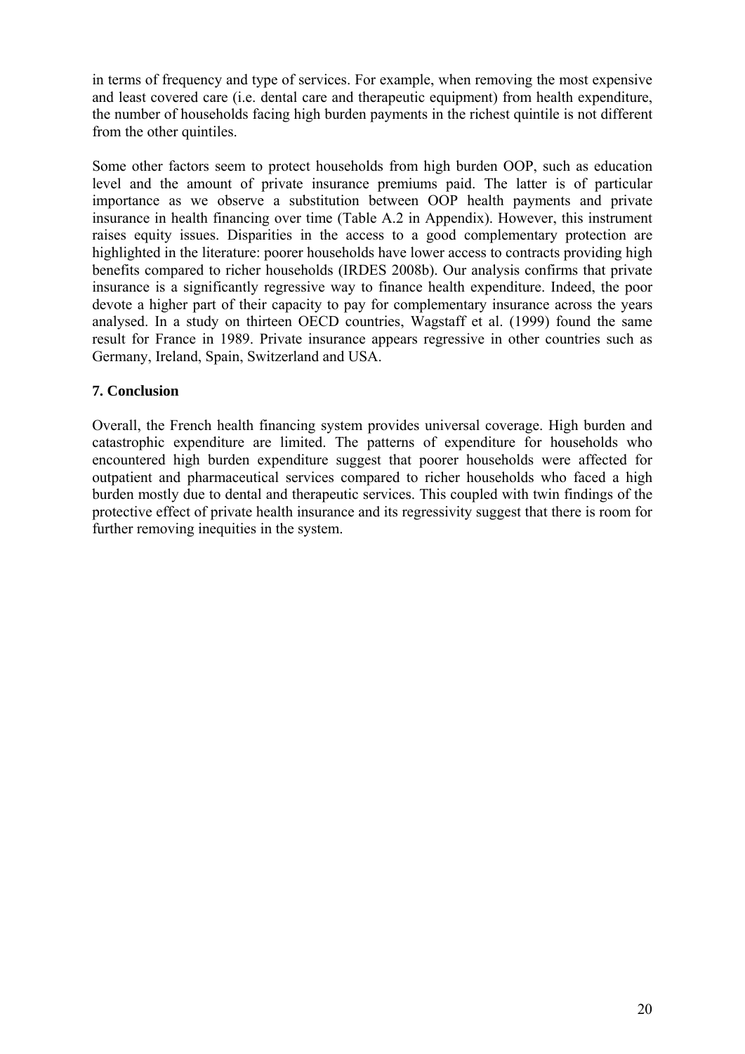in terms of frequency and type of services. For example, when removing the most expensive and least covered care (i.e. dental care and therapeutic equipment) from health expenditure, the number of households facing high burden payments in the richest quintile is not different from the other quintiles.

Some other factors seem to protect households from high burden OOP, such as education level and the amount of private insurance premiums paid. The latter is of particular importance as we observe a substitution between OOP health payments and private insurance in health financing over time (Table A.2 in Appendix). However, this instrument raises equity issues. Disparities in the access to a good complementary protection are highlighted in the literature: poorer households have lower access to contracts providing high benefits compared to richer households (IRDES 2008b). Our analysis confirms that private insurance is a significantly regressive way to finance health expenditure. Indeed, the poor devote a higher part of their capacity to pay for complementary insurance across the years analysed. In a study on thirteen OECD countries, Wagstaff et al. (1999) found the same result for France in 1989. Private insurance appears regressive in other countries such as Germany, Ireland, Spain, Switzerland and USA.

## 7. Conclusion

Overall, the French health financing system provides universal coverage. High burden and catastrophic expenditure are limited. The patterns of expenditure for households who encountered high burden expenditure suggest that poorer households were affected for outpatient and pharmaceutical services compared to richer households who faced a high burden mostly due to dental and therapeutic services. This coupled with twin findings of the protective effect of private health insurance and its regressivity suggest that there is room for further removing inequities in the system.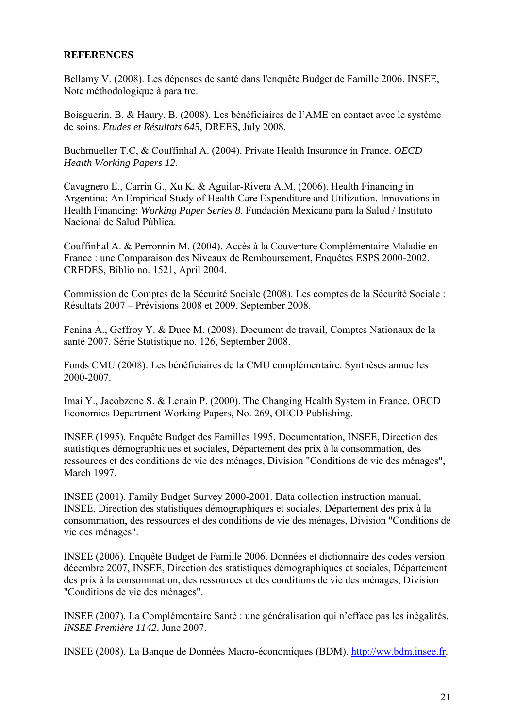**REFERENCES**

Bellamy V. (2008). Les dépenses de santé dans l'enquête Budget de Famille 2006. INSEE, Note méthodologique à paraitre.

Boisguerin, B. & Haury, B. (2008). Les bénéficiaires de l'AME en contact avec le système de soins. *Etudes et Résultats 645*, DREES, July 2008.

Buchmueller T.C, & Couffinhal A. (2004). Private Health Insurance in France. *OECD Health Working Papers 12.*

Cavagnero E., Carrin G., Xu K. & Aguilar-Rivera A.M. (2006). Health Financing in Argentina: An Empirical Study of Health Care Expenditure and Utilization. Innovations in Health Financing: *Working Paper Series 8*. Fundación Mexicana para la Salud / Instituto Nacional de Salud Pública.

Couffinhal A. & Perronnin M. (2004). Accès à la Couverture Complémentaire Maladie en France : une Comparaison des Niveaux de Remboursement, Enquêtes ESPS 2000-2002. CREDES, Biblio no. 1521, April 2004.

Commission de Comptes de la Sécurité Sociale (2008). Les comptes de la Sécurité Sociale : Résultats 2007 – Prévisions 2008 et 2009, September 2008.

Fenina A., Geffroy Y. & Duee M. (2008). Document de travail, Comptes Nationaux de la santé 2007. Série Statistique no. 126, September 2008.

Fonds CMU (2008). Les bénéficiaires de la CMU complémentaire. Synthèses annuelles 2000-2007.

Imai Y., Jacobzone S. & Lenain P. (2000). The Changing Health System in France. OECD Economics Department Working Papers, No. 269, OECD Publishing.

INSEE (1995). Enquête Budget des Familles 1995. Documentation, INSEE, Direction des statistiques démographiques et sociales, Département des prix à la consommation, des ressources et des conditions de vie des ménages, Division "Conditions de vie des ménages", March 1997.

INSEE (2001). Family Budget Survey 2000-2001. Data collection instruction manual, INSEE, Direction des statistiques démographiques et sociales, Département des prix à la consommation, des ressources et des conditions de vie des ménages, Division "Conditions de vie des ménages".

INSEE (2006). Enquête Budget de Famille 2006. Données et dictionnaire des codes version décembre 2007, INSEE, Direction des statistiques démographiques et sociales, Département des prix à la consommation, des ressources et des conditions de vie des ménages, Division "Conditions de vie des ménages".

INSEE (2007). La Complémentaire Santé : une généralisation qui n'efface pas les inégalités. *INSEE Première 1142*, June 2007.

INSEE (2008). La Banque de Données Macro-économiques (BDM). http://ww.bdm.insee.fr.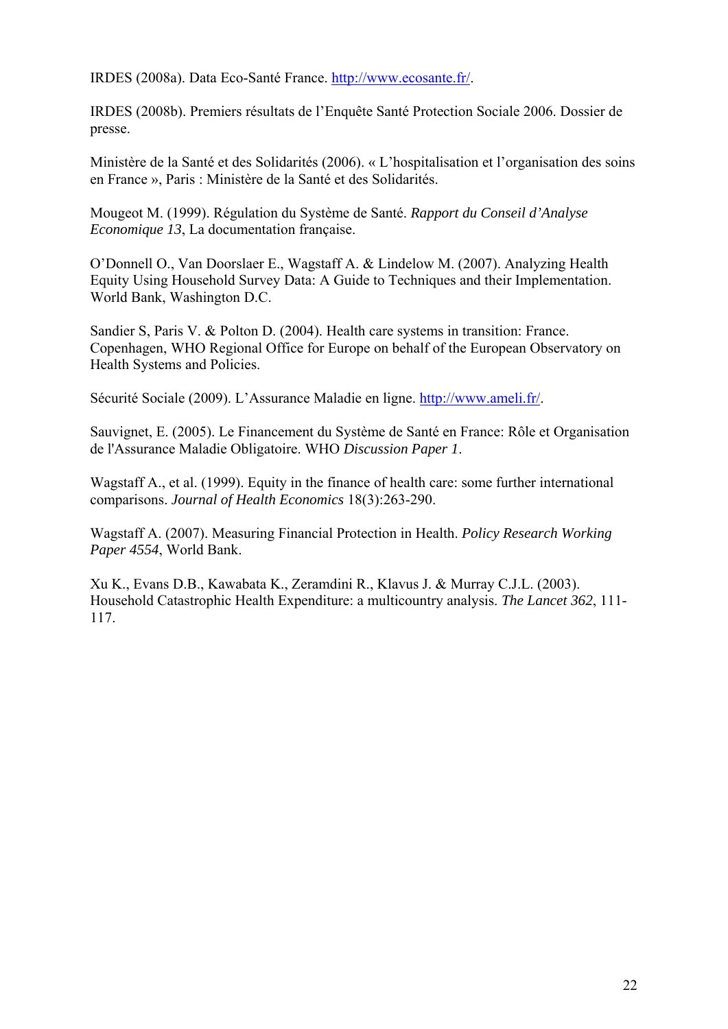IRDES (2008a). Data Eco-Santé France. http://www.ecosante.fr/.

IRDES (2008b). Premiers résultats de l'Enquête Santé Protection Sociale 2006. Dossier de presse.

Ministère de la Santé et des Solidarités (2006). « L'hospitalisation et l'organisation des soins en France », Paris : Ministère de la Santé et des Solidarités.

Mougeot M. (1999). Régulation du Système de Santé. *Rapport du Conseil d'Analyse Economique 13*, La documentation française.

O'Donnell O., Van Doorslaer E., Wagstaff A. & Lindelow M. (2007). Analyzing Health Equity Using Household Survey Data: A Guide to Techniques and their Implementation. World Bank, Washington D.C.

Sandier S, Paris V. & Polton D. (2004). Health care systems in transition: France. Copenhagen, WHO Regional Office for Europe on behalf of the European Observatory on Health Systems and Policies.

Sécurité Sociale (2009). L'Assurance Maladie en ligne. http://www.ameli.fr/.

Sauvignet, E. (2005). Le Financement du Système de Santé en France: Rôle et Organisation de l'Assurance Maladie Obligatoire. WHO *Discussion Paper 1*.

Wagstaff A., et al. (1999). Equity in the finance of health care: some further international comparisons. *Journal of Health Economics* 18(3):263-290.

Wagstaff A. (2007). Measuring Financial Protection in Health. *Policy Research Working Paper 4554*, World Bank.

Xu K., Evans D.B., Kawabata K., Zeramdini R., Klavus J. & Murray C.J.L. (2003). Household Catastrophic Health Expenditure: a multicountry analysis. *The Lancet 362*, 111-117.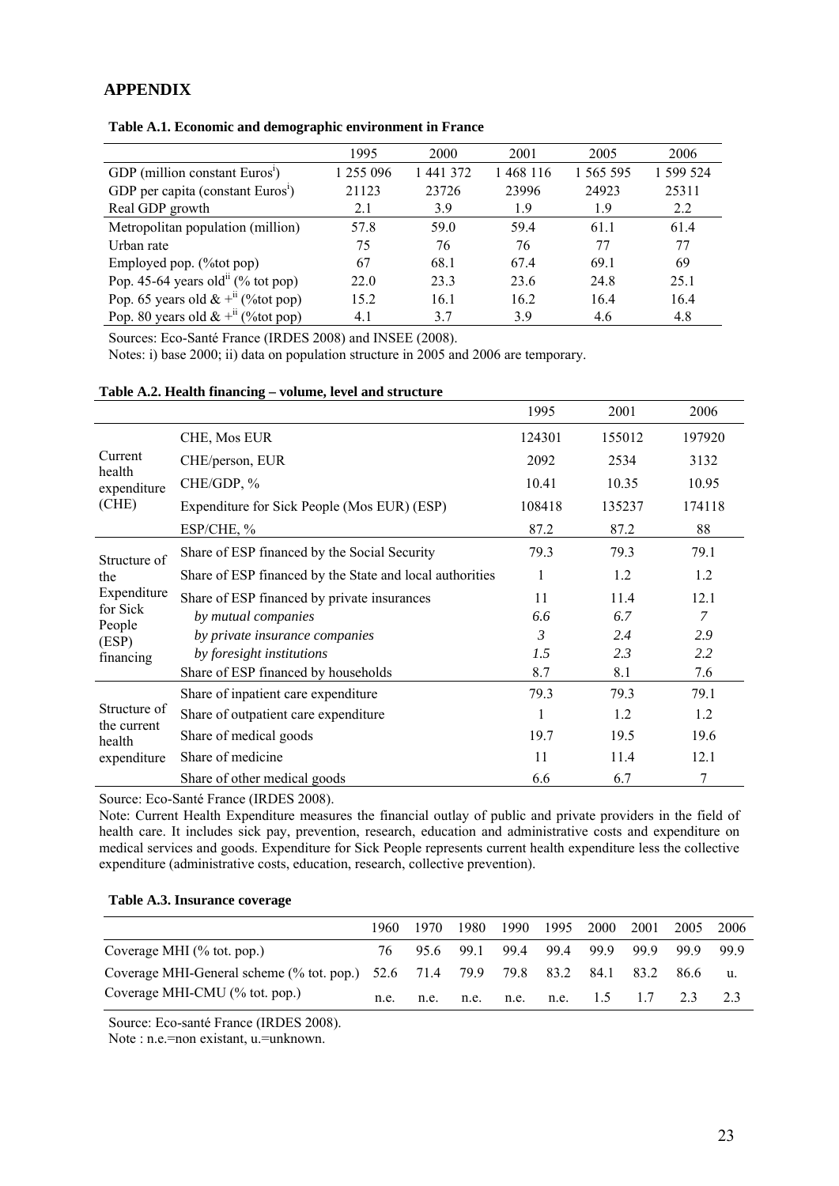## APPENDIX

**Table A.1. Economic and demographic environment in France**

| | 1995 | 2000 | 2001 | 2005 | 2006 |
|---|---|---|---|---|---|
| GDP (million constant Euros[i]) | 1 255 096 | 1 441 372 | 1 468 116 | 1 565 595 | 1 599 524 |
| GDP per capita (constant Euros[i]) | 21123 | 23726 | 23996 | 24923 | 25311 |
| Real GDP growth | 2.1 | 3.9 | 1.9 | 1.9 | 2.2 |
| Metropolitan population (million) | 57.8 | 59.0 | 59.4 | 61.1 | 61.4 |
| Urban rate | 75 | 76 | 76 | 77 | 77 |
| Employed pop. (%tot pop) | 67 | 68.1 | 67.4 | 69.1 | 69 |
| Pop. 45-64 years old[ii] (% tot pop) | 22.0 | 23.3 | 23.6 | 24.8 | 25.1 |
| Pop. 65 years old & +[ii] (%tot pop) | 15.2 | 16.1 | 16.2 | 16.4 | 16.4 |
| Pop. 80 years old & +[ii] (%tot pop) | 4.1 | 3.7 | 3.9 | 4.6 | 4.8 |

Sources: Eco-Santé France (IRDES 2008) and INSEE (2008).

Notes: i) base 2000; ii) data on population structure in 2005 and 2006 are temporary.

**Table A.2. Health financing – volume, level and structure**

| | | 1995 | 2001 | 2006 |
|---|---|---|---|---|
| Current health expenditure (CHE) | CHE, Mos EUR | 124301 | 155012 | 197920 |
| | CHE/person, EUR | 2092 | 2534 | 3132 |
| | CHE/GDP, % | 10.41 | 10.35 | 10.95 |
| | Expenditure for Sick People (Mos EUR) (ESP) | 108418 | 135237 | 174118 |
| | ESP/CHE, % | 87.2 | 87.2 | 88 |
| Structure of the Expenditure for Sick People (ESP) financing | Share of ESP financed by the Social Security | 79.3 | 79.3 | 79.1 |
| | Share of ESP financed by the State and local authorities | 1 | 1.2 | 1.2 |
| | Share of ESP financed by private insurances | 11 | 11.4 | 12.1 |
| | *by mutual companies* | *6.6* | *6.7* | *7* |
| | *by private insurance companies* | *3* | *2.4* | *2.9* |
| | *by foresight institutions* | *1.5* | *2.3* | *2.2* |
| | Share of ESP financed by households | 8.7 | 8.1 | 7.6 |
| Structure of the current health expenditure | Share of inpatient care expenditure | 79.3 | 79.3 | 79.1 |
| | Share of outpatient care expenditure | 1 | 1.2 | 1.2 |
| | Share of medical goods | 19.7 | 19.5 | 19.6 |
| | Share of medicine | 11 | 11.4 | 12.1 |
| | Share of other medical goods | 6.6 | 6.7 | 7 |

Source: Eco-Santé France (IRDES 2008).

Note: Current Health Expenditure measures the financial outlay of public and private providers in the field of health care. It includes sick pay, prevention, research, education and administrative costs and expenditure on medical services and goods. Expenditure for Sick People represents current health expenditure less the collective expenditure (administrative costs, education, research, collective prevention).

**Table A.3. Insurance coverage**

| | 1960 | 1970 | 1980 | 1990 | 1995 | 2000 | 2001 | 2005 | 2006 |
|---|---|---|---|---|---|---|---|---|---|
| Coverage MHI (% tot. pop.) | 76 | 95.6 | 99.1 | 99.4 | 99.4 | 99.9 | 99.9 | 99.9 | 99.9 |
| Coverage MHI-General scheme (% tot. pop.) | 52.6 | 71.4 | 79.9 | 79.8 | 83.2 | 84.1 | 83.2 | 86.6 | u. |
| Coverage MHI-CMU (% tot. pop.) | n.e. | n.e. | n.e. | n.e. | n.e. | 1.5 | 1.7 | 2.3 | 2.3 |

Source: Eco-santé France (IRDES 2008).

Note : n.e.=non existant, u.=unknown.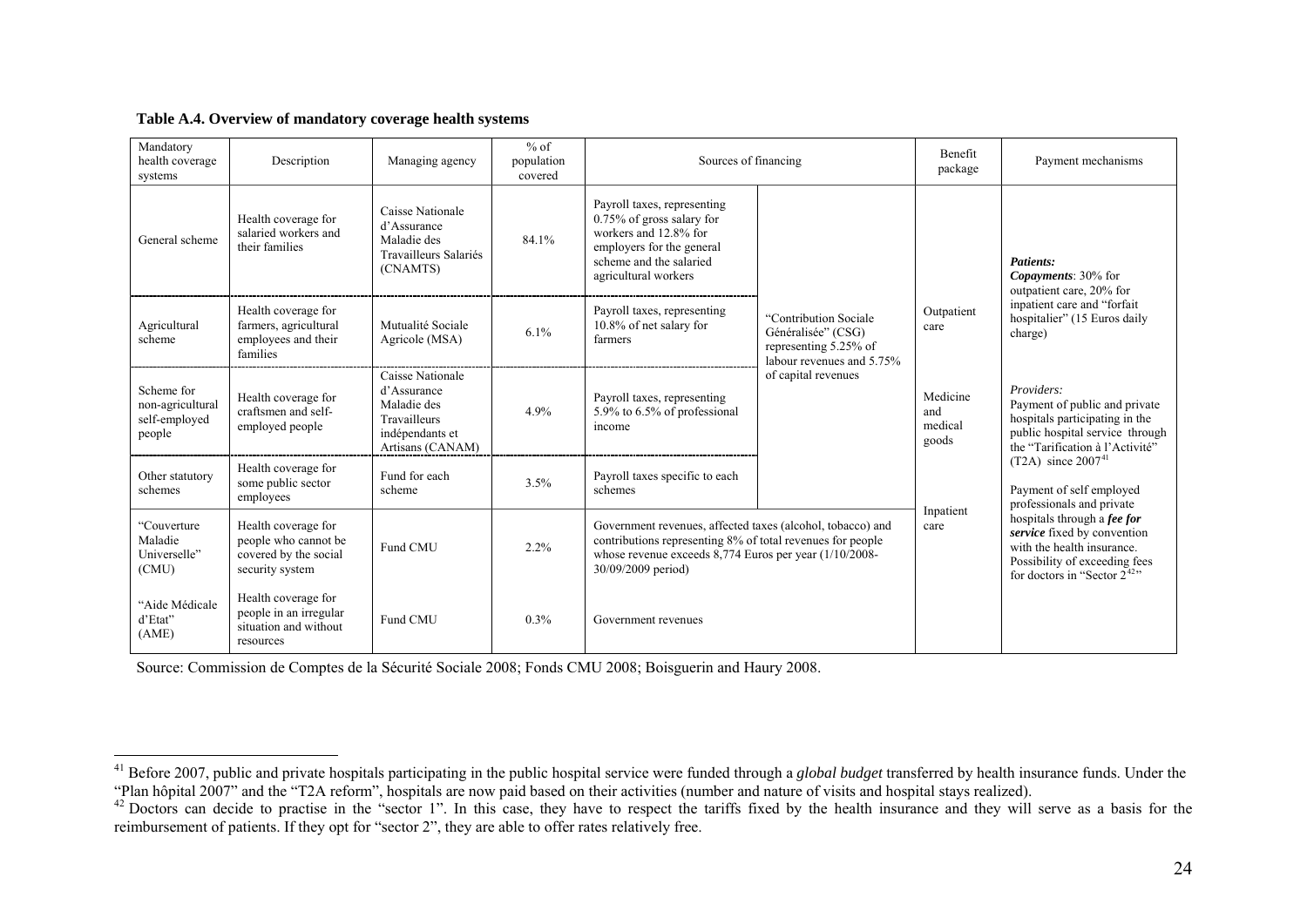**Table A.4. Overview of mandatory coverage health systems**

| Mandatory health coverage systems | Description | Managing agency | % of population covered | Sources of financing | | Benefit package | Payment mechanisms |
|---|---|---|---|---|---|---|---|
| General scheme | Health coverage for salaried workers and their families | Caisse Nationale d'Assurance Maladie des Travailleurs Salariés (CNAMTS) | 84.1% | Payroll taxes, representing 0.75% of gross salary for workers and 12.8% for employers for the general scheme and the salaried agricultural workers | "Contribution Sociale Généralisée" (CSG) representing 5.25% of labour revenues and 5.75% of capital revenues | Outpatient care<br><br>Medicine and medical goods<br><br>Inpatient care | ***Patients:***<br>***Copayments***: 30% for outpatient care, 20% for inpatient care and "forfait hospitalier" (15 Euros daily charge)<br><br>*Providers:*<br>Payment of public and private hospitals participating in the public hospital service through the "Tarification à l'Activité" (T2A) since 2007[41]<br><br>Payment of self employed professionals and private hospitals through a ***fee for service*** fixed by convention with the health insurance. Possibility of exceeding fees for doctors in "Sector 2[42]" |
| Agricultural scheme | Health coverage for farmers, agricultural employees and their families | Mutualité Sociale Agricole (MSA) | 6.1% | Payroll taxes, representing 10.8% of net salary for farmers | | | |
| Scheme for non-agricultural self-employed people | Health coverage for craftsmen and self-employed people | Caisse Nationale d'Assurance Maladie des Travailleurs indépendants et Artisans (CANAM) | 4.9% | Payroll taxes, representing 5.9% to 6.5% of professional income | | | |
| Other statutory schemes | Health coverage for some public sector employees | Fund for each scheme | 3.5% | Payroll taxes specific to each schemes | | | |
| "Couverture Maladie Universelle" (CMU) | Health coverage for people who cannot be covered by the social security system | Fund CMU | 2.2% | Government revenues, affected taxes (alcohol, tobacco) and contributions representing 8% of total revenues for people whose revenue exceeds 8,774 Euros per year (1/10/2008-30/09/2009 period) | | | |
| "Aide Médicale d'Etat" (AME) | Health coverage for people in an irregular situation and without resources | Fund CMU | 0.3% | Government revenues | | | |

Source: Commission de Comptes de la Sécurité Sociale 2008; Fonds CMU 2008; Boisguerin and Haury 2008.

[41] Before 2007, public and private hospitals participating in the public hospital service were funded through a *global budget* transferred by health insurance funds. Under the "Plan hôpital 2007" and the "T2A reform", hospitals are now paid based on their activities (number and nature of visits and hospital stays realized).

[42] Doctors can decide to practise in the "sector 1". In this case, they have to respect the tariffs fixed by the health insurance and they will serve as a basis for the reimbursement of patients. If they opt for "sector 2", they are able to offer rates relatively free.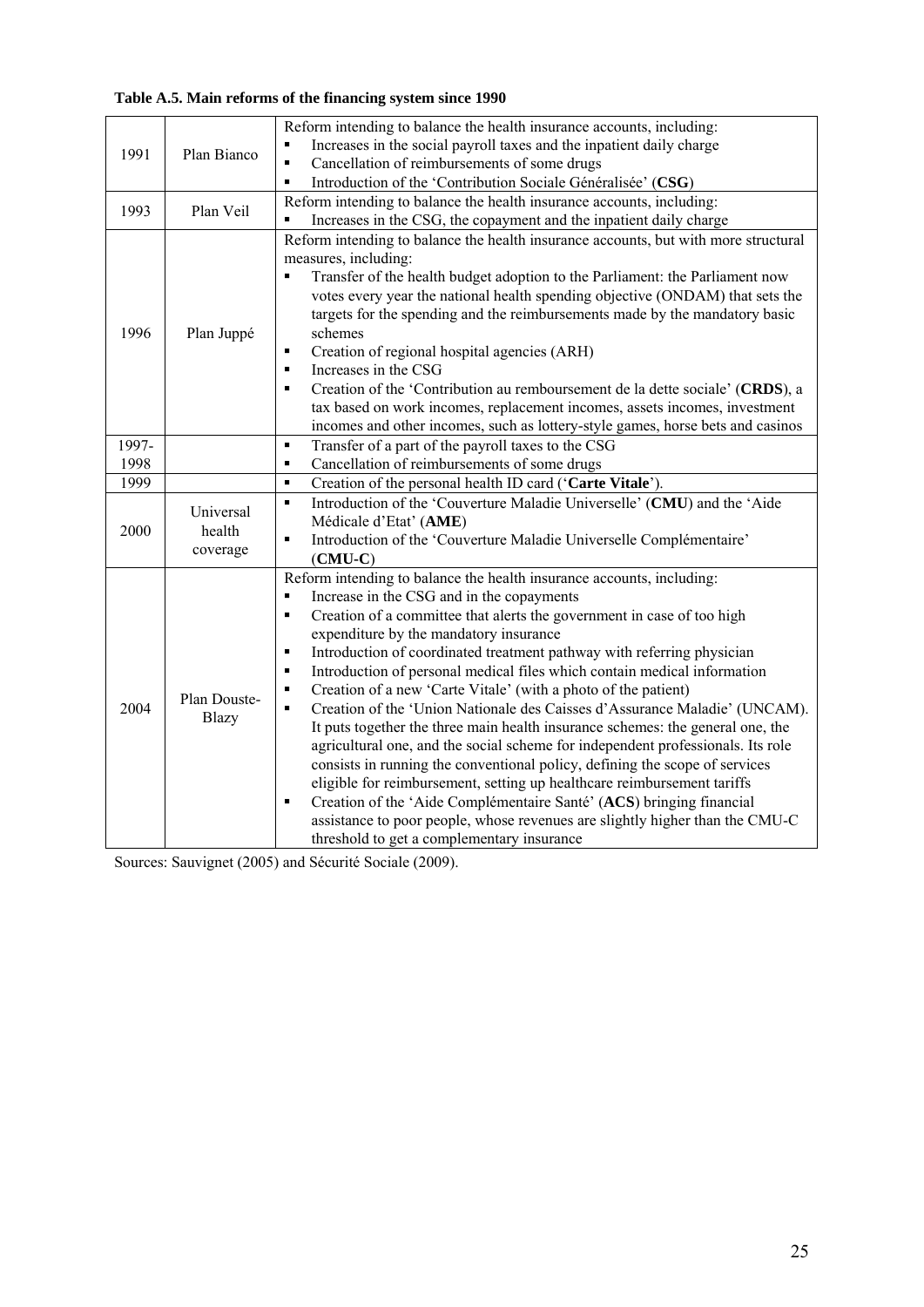**Table A.5. Main reforms of the financing system since 1990**

| | | |
|---|---|---|
| 1991 | Plan Bianco | Reform intending to balance the health insurance accounts, including:<br>▪ Increases in the social payroll taxes and the inpatient daily charge<br>▪ Cancellation of reimbursements of some drugs<br>▪ Introduction of the 'Contribution Sociale Généralisée' (**CSG**) |
| 1993 | Plan Veil | Reform intending to balance the health insurance accounts, including:<br>▪ Increases in the CSG, the copayment and the inpatient daily charge |
| 1996 | Plan Juppé | Reform intending to balance the health insurance accounts, but with more structural measures, including:<br>▪ Transfer of the health budget adoption to the Parliament: the Parliament now votes every year the national health spending objective (ONDAM) that sets the targets for the spending and the reimbursements made by the mandatory basic schemes<br>▪ Creation of regional hospital agencies (ARH)<br>▪ Increases in the CSG<br>▪ Creation of the 'Contribution au remboursement de la dette sociale' (**CRDS**), a tax based on work incomes, replacement incomes, assets incomes, investment incomes and other incomes, such as lottery-style games, horse bets and casinos |
| 1997-1998 | | ▪ Transfer of a part of the payroll taxes to the CSG<br>▪ Cancellation of reimbursements of some drugs |
| 1999 | | ▪ Creation of the personal health ID card ('**Carte Vitale**'). |
| 2000 | Universal health coverage | ▪ Introduction of the 'Couverture Maladie Universelle' (**CMU**) and the 'Aide Médicale d'Etat' (**AME**)<br>▪ Introduction of the 'Couverture Maladie Universelle Complémentaire' (**CMU-C**) |
| 2004 | Plan Douste-Blazy | Reform intending to balance the health insurance accounts, including:<br>▪ Increase in the CSG and in the copayments<br>▪ Creation of a committee that alerts the government in case of too high expenditure by the mandatory insurance<br>▪ Introduction of coordinated treatment pathway with referring physician<br>▪ Introduction of personal medical files which contain medical information<br>▪ Creation of a new 'Carte Vitale' (with a photo of the patient)<br>▪ Creation of the 'Union Nationale des Caisses d'Assurance Maladie' (UNCAM). It puts together the three main health insurance schemes: the general one, the agricultural one, and the social scheme for independent professionals. Its role consists in running the conventional policy, defining the scope of services eligible for reimbursement, setting up healthcare reimbursement tariffs<br>▪ Creation of the 'Aide Complémentaire Santé' (**ACS**) bringing financial assistance to poor people, whose revenues are slightly higher than the CMU-C threshold to get a complementary insurance |

Sources: Sauvignet (2005) and Sécurité Sociale (2009).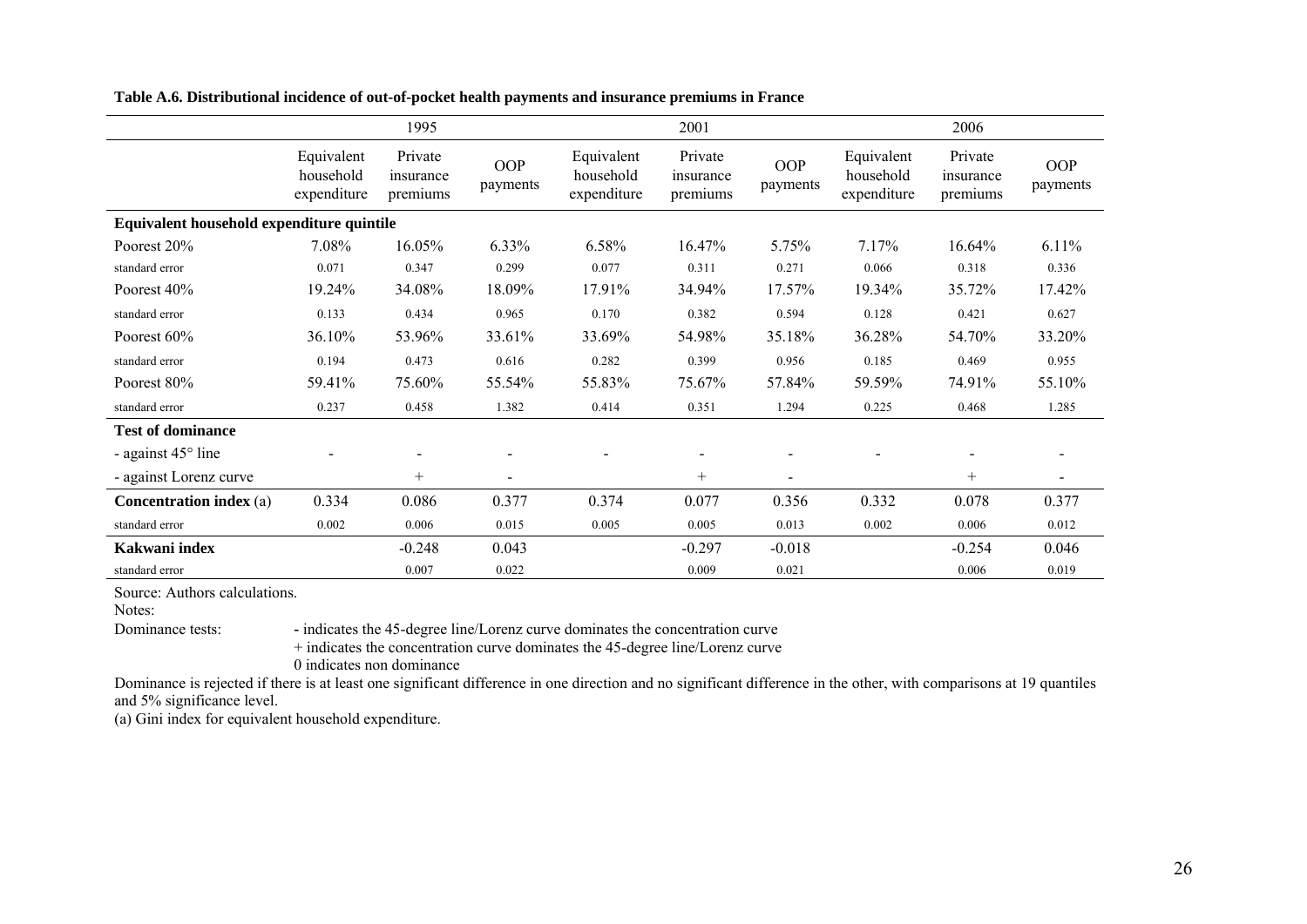**Table A.6. Distributional incidence of out-of-pocket health payments and insurance premiums in France**

| | 1995 | | | 2001 | | | 2006 | | |
|---|---|---|---|---|---|---|---|---|---|
| | Equivalent household expenditure | Private insurance premiums | OOP payments | Equivalent household expenditure | Private insurance premiums | OOP payments | Equivalent household expenditure | Private insurance premiums | OOP payments |
| **Equivalent household expenditure quintile** | | | | | | | | | |
| Poorest 20% | 7.08% | 16.05% | 6.33% | 6.58% | 16.47% | 5.75% | 7.17% | 16.64% | 6.11% |
| standard error | 0.071 | 0.347 | 0.299 | 0.077 | 0.311 | 0.271 | 0.066 | 0.318 | 0.336 |
| Poorest 40% | 19.24% | 34.08% | 18.09% | 17.91% | 34.94% | 17.57% | 19.34% | 35.72% | 17.42% |
| standard error | 0.133 | 0.434 | 0.965 | 0.170 | 0.382 | 0.594 | 0.128 | 0.421 | 0.627 |
| Poorest 60% | 36.10% | 53.96% | 33.61% | 33.69% | 54.98% | 35.18% | 36.28% | 54.70% | 33.20% |
| standard error | 0.194 | 0.473 | 0.616 | 0.282 | 0.399 | 0.956 | 0.185 | 0.469 | 0.955 |
| Poorest 80% | 59.41% | 75.60% | 55.54% | 55.83% | 75.67% | 57.84% | 59.59% | 74.91% | 55.10% |
| standard error | 0.237 | 0.458 | 1.382 | 0.414 | 0.351 | 1.294 | 0.225 | 0.468 | 1.285 |
| **Test of dominance** | | | | | | | | | |
| - against 45° line | - | - | - | - | - | - | - | - | - |
| - against Lorenz curve | | + | - | | + | - | | + | - |
| **Concentration index** (a) | 0.334 | 0.086 | 0.377 | 0.374 | 0.077 | 0.356 | 0.332 | 0.078 | 0.377 |
| standard error | 0.002 | 0.006 | 0.015 | 0.005 | 0.005 | 0.013 | 0.002 | 0.006 | 0.012 |
| **Kakwani index** | | -0.248 | 0.043 | | -0.297 | -0.018 | | -0.254 | 0.046 |
| standard error | | 0.007 | 0.022 | | 0.009 | 0.021 | | 0.006 | 0.019 |

Source: Authors calculations.

Notes:

Dominance tests:
- indicates the 45-degree line/Lorenz curve dominates the concentration curve
+ indicates the concentration curve dominates the 45-degree line/Lorenz curve
0 indicates non dominance

Dominance is rejected if there is at least one significant difference in one direction and no significant difference in the other, with comparisons at 19 quantiles and 5% significance level.

(a) Gini index for equivalent household expenditure.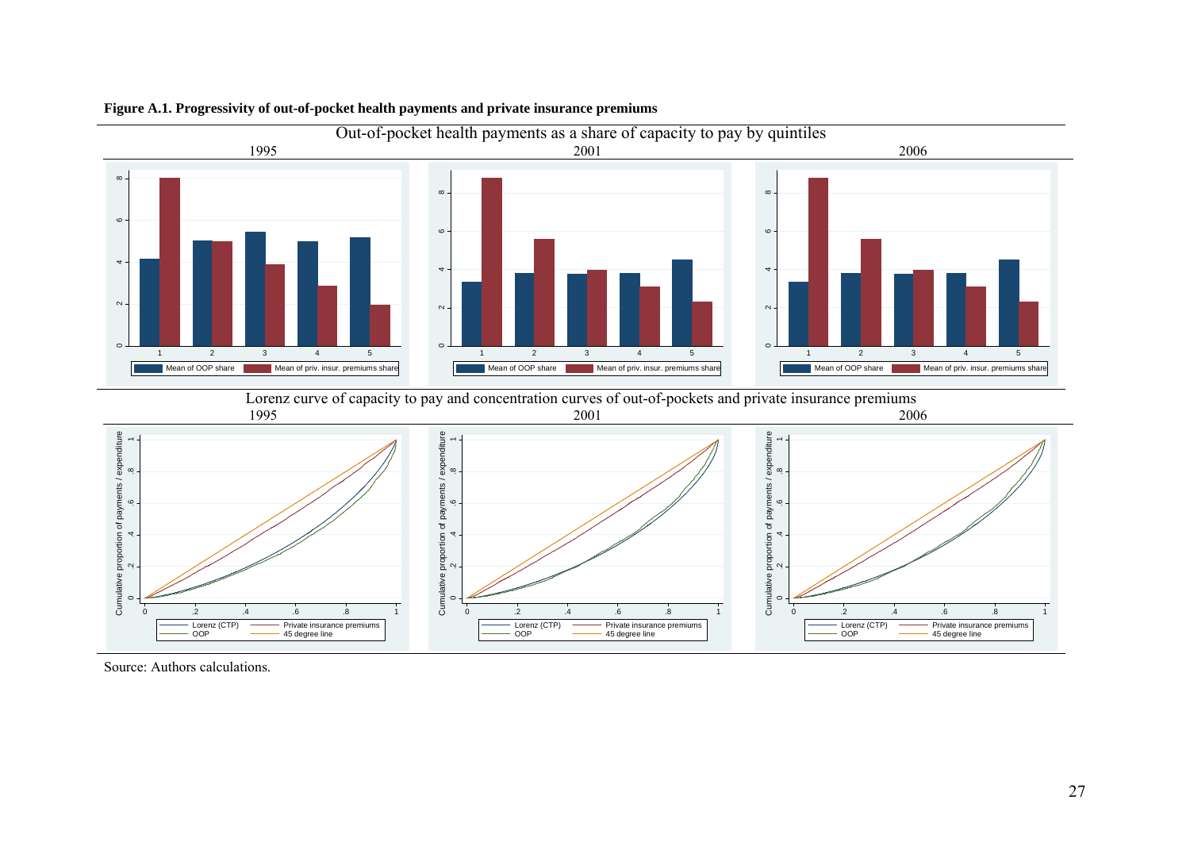**Figure A.1. Progressivity of out-of-pocket health payments and private insurance premiums**

Source: Authors calculations.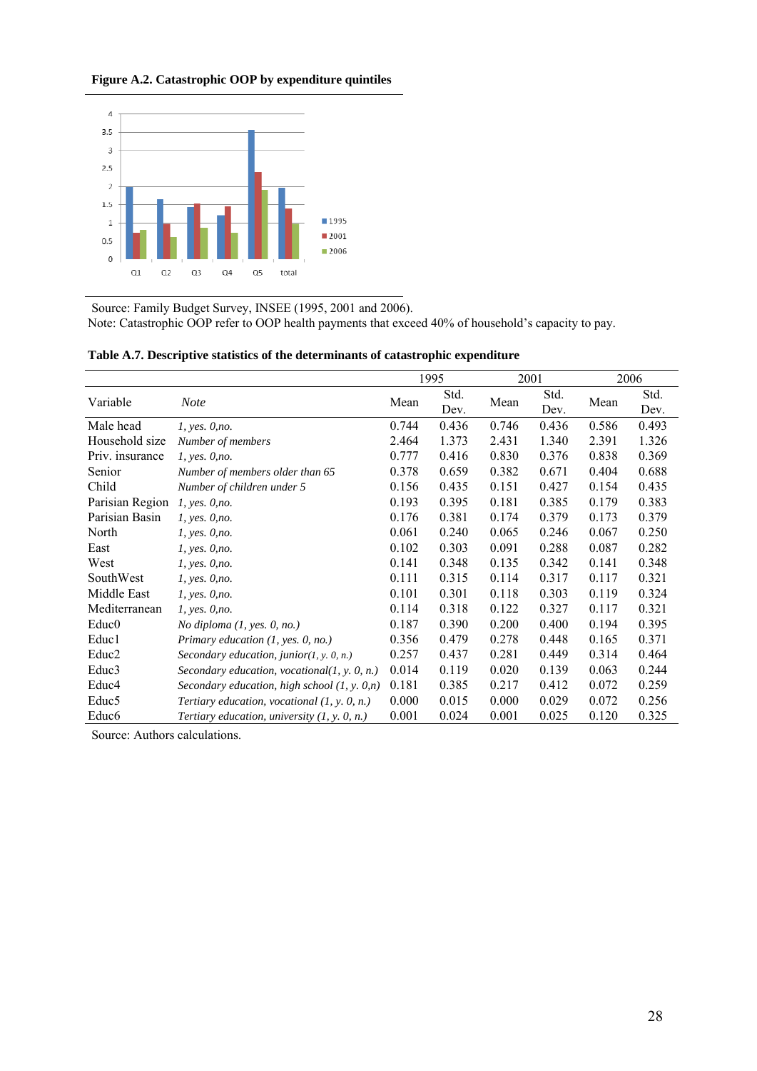**Figure A.2. Catastrophic OOP by expenditure quintiles**

Source: Family Budget Survey, INSEE (1995, 2001 and 2006).

Note: Catastrophic OOP refer to OOP health payments that exceed 40% of household's capacity to pay.

**Table A.7. Descriptive statistics of the determinants of catastrophic expenditure**

| | | 1995 | | 2001 | | 2006 | |
|---|---|---|---|---|---|---|---|
| Variable | *Note* | Mean | Std. Dev. | Mean | Std. Dev. | Mean | Std. Dev. |
| Male head | *1, yes. 0,no.* | 0.744 | 0.436 | 0.746 | 0.436 | 0.586 | 0.493 |
| Household size | *Number of members* | 2.464 | 1.373 | 2.431 | 1.340 | 2.391 | 1.326 |
| Priv. insurance | *1, yes. 0,no.* | 0.777 | 0.416 | 0.830 | 0.376 | 0.838 | 0.369 |
| Senior | *Number of members older than 65* | 0.378 | 0.659 | 0.382 | 0.671 | 0.404 | 0.688 |
| Child | *Number of children under 5* | 0.156 | 0.435 | 0.151 | 0.427 | 0.154 | 0.435 |
| Parisian Region | *1, yes. 0,no.* | 0.193 | 0.395 | 0.181 | 0.385 | 0.179 | 0.383 |
| Parisian Basin | *1, yes. 0,no.* | 0.176 | 0.381 | 0.174 | 0.379 | 0.173 | 0.379 |
| North | *1, yes. 0,no.* | 0.061 | 0.240 | 0.065 | 0.246 | 0.067 | 0.250 |
| East | *1, yes. 0,no.* | 0.102 | 0.303 | 0.091 | 0.288 | 0.087 | 0.282 |
| West | *1, yes. 0,no.* | 0.141 | 0.348 | 0.135 | 0.342 | 0.141 | 0.348 |
| SouthWest | *1, yes. 0,no.* | 0.111 | 0.315 | 0.114 | 0.317 | 0.117 | 0.321 |
| Middle East | *1, yes. 0,no.* | 0.101 | 0.301 | 0.118 | 0.303 | 0.119 | 0.324 |
| Mediterranean | *1, yes. 0,no.* | 0.114 | 0.318 | 0.122 | 0.327 | 0.117 | 0.321 |
| Educ0 | *No diploma (1, yes. 0, no.)* | 0.187 | 0.390 | 0.200 | 0.400 | 0.194 | 0.395 |
| Educ1 | *Primary education (1, yes. 0, no.)* | 0.356 | 0.479 | 0.278 | 0.448 | 0.165 | 0.371 |
| Educ2 | *Secondary education, junior(1, y. 0, n.)* | 0.257 | 0.437 | 0.281 | 0.449 | 0.314 | 0.464 |
| Educ3 | *Secondary education, vocational(1, y. 0, n.)* | 0.014 | 0.119 | 0.020 | 0.139 | 0.063 | 0.244 |
| Educ4 | *Secondary education, high school (1, y. 0,n)* | 0.181 | 0.385 | 0.217 | 0.412 | 0.072 | 0.259 |
| Educ5 | *Tertiary education, vocational (1, y. 0, n.)* | 0.000 | 0.015 | 0.000 | 0.029 | 0.072 | 0.256 |
| Educ6 | *Tertiary education, university (1, y. 0, n.)* | 0.001 | 0.024 | 0.001 | 0.025 | 0.120 | 0.325 |

Source: Authors calculations.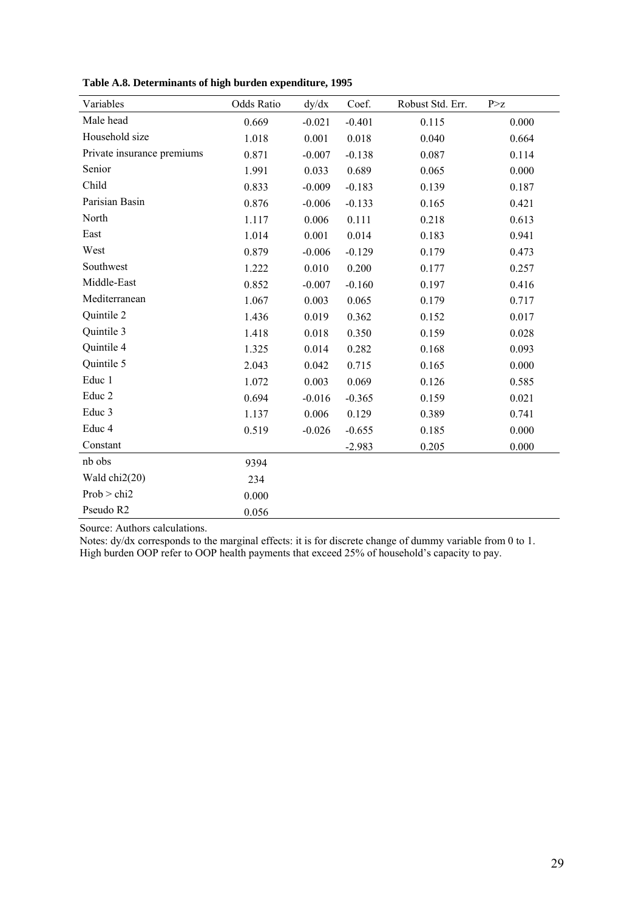**Table A.8. Determinants of high burden expenditure, 1995**

| Variables | Odds Ratio | dy/dx | Coef. | Robust Std. Err. | P>z |
|---|---|---|---|---|---|
| Male head | 0.669 | -0.021 | -0.401 | 0.115 | 0.000 |
| Household size | 1.018 | 0.001 | 0.018 | 0.040 | 0.664 |
| Private insurance premiums | 0.871 | -0.007 | -0.138 | 0.087 | 0.114 |
| Senior | 1.991 | 0.033 | 0.689 | 0.065 | 0.000 |
| Child | 0.833 | -0.009 | -0.183 | 0.139 | 0.187 |
| Parisian Basin | 0.876 | -0.006 | -0.133 | 0.165 | 0.421 |
| North | 1.117 | 0.006 | 0.111 | 0.218 | 0.613 |
| East | 1.014 | 0.001 | 0.014 | 0.183 | 0.941 |
| West | 0.879 | -0.006 | -0.129 | 0.179 | 0.473 |
| Southwest | 1.222 | 0.010 | 0.200 | 0.177 | 0.257 |
| Middle-East | 0.852 | -0.007 | -0.160 | 0.197 | 0.416 |
| Mediterranean | 1.067 | 0.003 | 0.065 | 0.179 | 0.717 |
| Quintile 2 | 1.436 | 0.019 | 0.362 | 0.152 | 0.017 |
| Quintile 3 | 1.418 | 0.018 | 0.350 | 0.159 | 0.028 |
| Quintile 4 | 1.325 | 0.014 | 0.282 | 0.168 | 0.093 |
| Quintile 5 | 2.043 | 0.042 | 0.715 | 0.165 | 0.000 |
| Educ 1 | 1.072 | 0.003 | 0.069 | 0.126 | 0.585 |
| Educ 2 | 0.694 | -0.016 | -0.365 | 0.159 | 0.021 |
| Educ 3 | 1.137 | 0.006 | 0.129 | 0.389 | 0.741 |
| Educ 4 | 0.519 | -0.026 | -0.655 | 0.185 | 0.000 |
| Constant | | | -2.983 | 0.205 | 0.000 |
| nb obs | 9394 | | | | |
| Wald chi2(20) | 234 | | | | |
| Prob > chi2 | 0.000 | | | | |
| Pseudo R2 | 0.056 | | | | |

Source: Authors calculations.

Notes: dy/dx corresponds to the marginal effects: it is for discrete change of dummy variable from 0 to 1. High burden OOP refer to OOP health payments that exceed 25% of household's capacity to pay.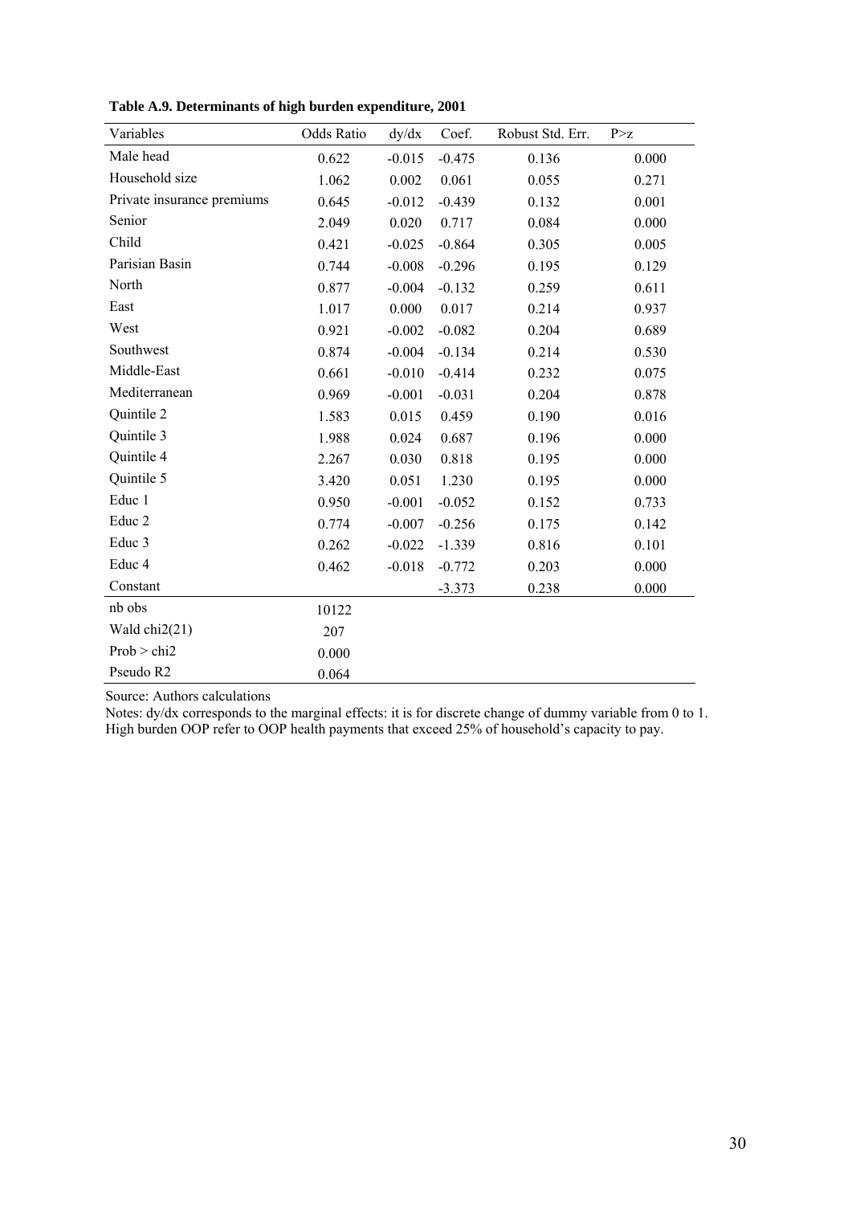**Table A.9. Determinants of high burden expenditure, 2001**

| Variables | Odds Ratio | dy/dx | Coef. | Robust Std. Err. | P>z |
|---|---|---|---|---|---|
| Male head | 0.622 | -0.015 | -0.475 | 0.136 | 0.000 |
| Household size | 1.062 | 0.002 | 0.061 | 0.055 | 0.271 |
| Private insurance premiums | 0.645 | -0.012 | -0.439 | 0.132 | 0.001 |
| Senior | 2.049 | 0.020 | 0.717 | 0.084 | 0.000 |
| Child | 0.421 | -0.025 | -0.864 | 0.305 | 0.005 |
| Parisian Basin | 0.744 | -0.008 | -0.296 | 0.195 | 0.129 |
| North | 0.877 | -0.004 | -0.132 | 0.259 | 0.611 |
| East | 1.017 | 0.000 | 0.017 | 0.214 | 0.937 |
| West | 0.921 | -0.002 | -0.082 | 0.204 | 0.689 |
| Southwest | 0.874 | -0.004 | -0.134 | 0.214 | 0.530 |
| Middle-East | 0.661 | -0.010 | -0.414 | 0.232 | 0.075 |
| Mediterranean | 0.969 | -0.001 | -0.031 | 0.204 | 0.878 |
| Quintile 2 | 1.583 | 0.015 | 0.459 | 0.190 | 0.016 |
| Quintile 3 | 1.988 | 0.024 | 0.687 | 0.196 | 0.000 |
| Quintile 4 | 2.267 | 0.030 | 0.818 | 0.195 | 0.000 |
| Quintile 5 | 3.420 | 0.051 | 1.230 | 0.195 | 0.000 |
| Educ 1 | 0.950 | -0.001 | -0.052 | 0.152 | 0.733 |
| Educ 2 | 0.774 | -0.007 | -0.256 | 0.175 | 0.142 |
| Educ 3 | 0.262 | -0.022 | -1.339 | 0.816 | 0.101 |
| Educ 4 | 0.462 | -0.018 | -0.772 | 0.203 | 0.000 |
| Constant | | | -3.373 | 0.238 | 0.000 |
| nb obs | 10122 | | | | |
| Wald chi2(21) | 207 | | | | |
| Prob > chi2 | 0.000 | | | | |
| Pseudo R2 | 0.064 | | | | |

Source: Authors calculations

Notes: dy/dx corresponds to the marginal effects: it is for discrete change of dummy variable from 0 to 1. High burden OOP refer to OOP health payments that exceed 25% of household's capacity to pay.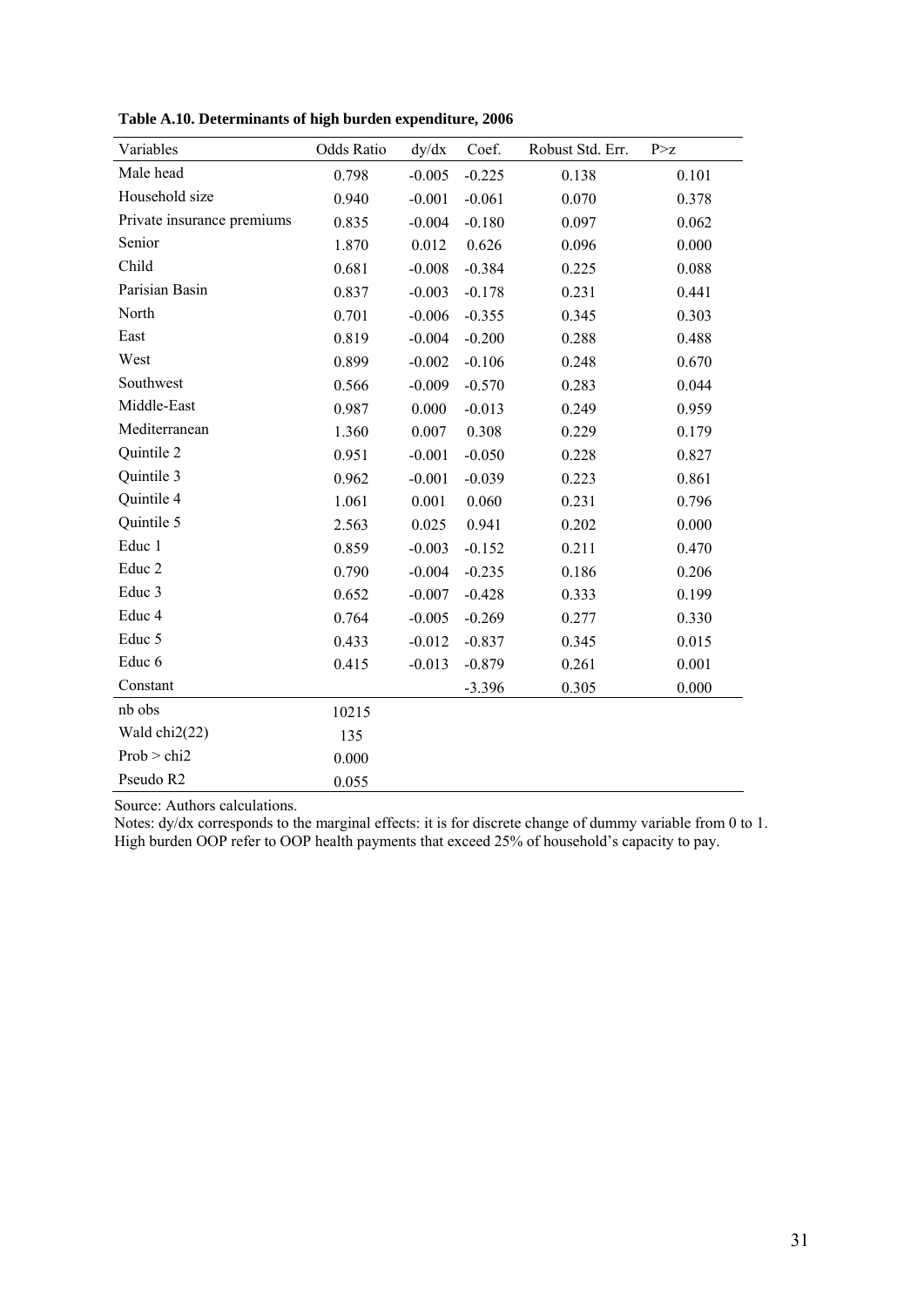**Table A.10. Determinants of high burden expenditure, 2006**

| Variables | Odds Ratio | dy/dx | Coef. | Robust Std. Err. | P>z |
|---|---|---|---|---|---|
| Male head | 0.798 | -0.005 | -0.225 | 0.138 | 0.101 |
| Household size | 0.940 | -0.001 | -0.061 | 0.070 | 0.378 |
| Private insurance premiums | 0.835 | -0.004 | -0.180 | 0.097 | 0.062 |
| Senior | 1.870 | 0.012 | 0.626 | 0.096 | 0.000 |
| Child | 0.681 | -0.008 | -0.384 | 0.225 | 0.088 |
| Parisian Basin | 0.837 | -0.003 | -0.178 | 0.231 | 0.441 |
| North | 0.701 | -0.006 | -0.355 | 0.345 | 0.303 |
| East | 0.819 | -0.004 | -0.200 | 0.288 | 0.488 |
| West | 0.899 | -0.002 | -0.106 | 0.248 | 0.670 |
| Southwest | 0.566 | -0.009 | -0.570 | 0.283 | 0.044 |
| Middle-East | 0.987 | 0.000 | -0.013 | 0.249 | 0.959 |
| Mediterranean | 1.360 | 0.007 | 0.308 | 0.229 | 0.179 |
| Quintile 2 | 0.951 | -0.001 | -0.050 | 0.228 | 0.827 |
| Quintile 3 | 0.962 | -0.001 | -0.039 | 0.223 | 0.861 |
| Quintile 4 | 1.061 | 0.001 | 0.060 | 0.231 | 0.796 |
| Quintile 5 | 2.563 | 0.025 | 0.941 | 0.202 | 0.000 |
| Educ 1 | 0.859 | -0.003 | -0.152 | 0.211 | 0.470 |
| Educ 2 | 0.790 | -0.004 | -0.235 | 0.186 | 0.206 |
| Educ 3 | 0.652 | -0.007 | -0.428 | 0.333 | 0.199 |
| Educ 4 | 0.764 | -0.005 | -0.269 | 0.277 | 0.330 |
| Educ 5 | 0.433 | -0.012 | -0.837 | 0.345 | 0.015 |
| Educ 6 | 0.415 | -0.013 | -0.879 | 0.261 | 0.001 |
| Constant | | | -3.396 | 0.305 | 0.000 |
| nb obs | 10215 | | | | |
| Wald chi2(22) | 135 | | | | |
| Prob > chi2 | 0.000 | | | | |
| Pseudo R2 | 0.055 | | | | |

Source: Authors calculations.

Notes: dy/dx corresponds to the marginal effects: it is for discrete change of dummy variable from 0 to 1. High burden OOP refer to OOP health payments that exceed 25% of household's capacity to pay.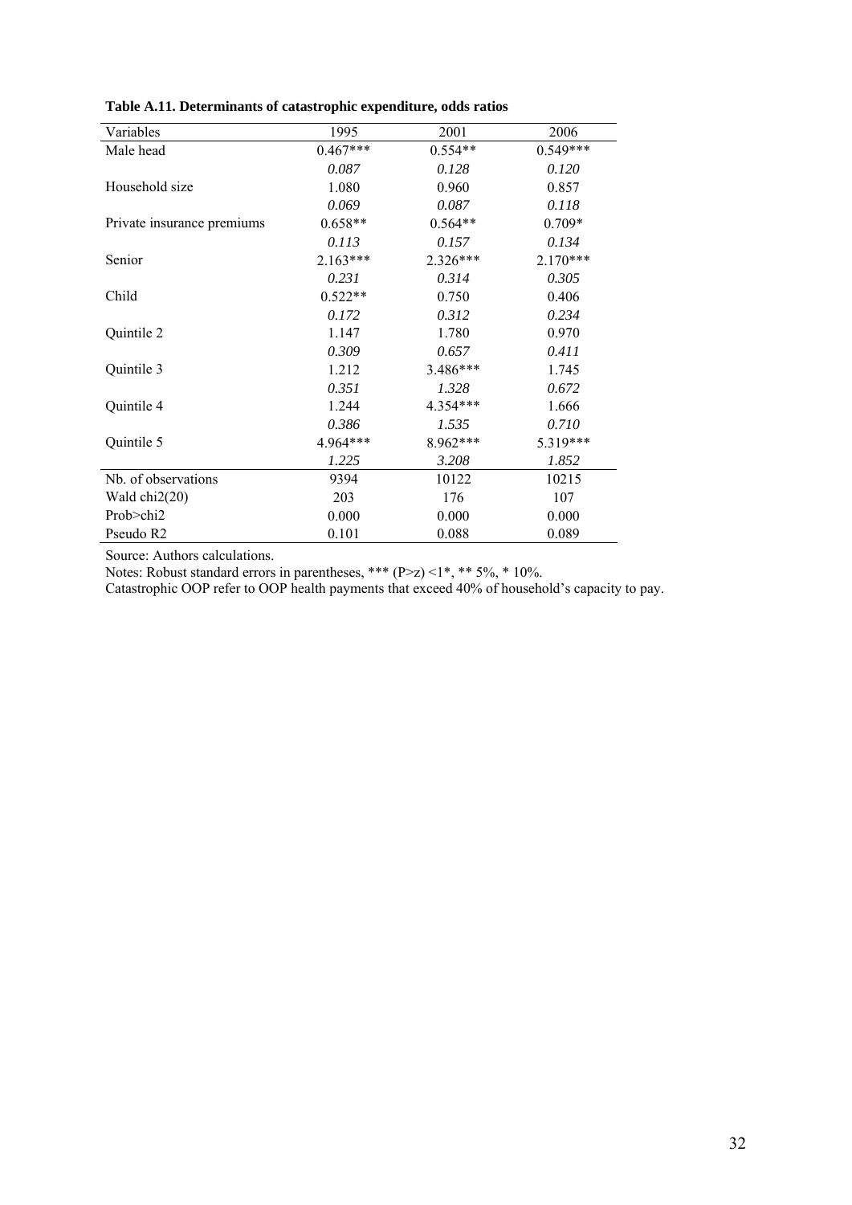**Table A.11. Determinants of catastrophic expenditure, odds ratios**

| Variables | 1995 | 2001 | 2006 |
|---|---|---|---|
| Male head | 0.467*** | 0.554** | 0.549*** |
| | *0.087* | *0.128* | *0.120* |
| Household size | 1.080 | 0.960 | 0.857 |
| | *0.069* | *0.087* | *0.118* |
| Private insurance premiums | 0.658** | 0.564** | 0.709* |
| | *0.113* | *0.157* | *0.134* |
| Senior | 2.163*** | 2.326*** | 2.170*** |
| | *0.231* | *0.314* | *0.305* |
| Child | 0.522** | 0.750 | 0.406 |
| | *0.172* | *0.312* | *0.234* |
| Quintile 2 | 1.147 | 1.780 | 0.970 |
| | *0.309* | *0.657* | *0.411* |
| Quintile 3 | 1.212 | 3.486*** | 1.745 |
| | *0.351* | *1.328* | *0.672* |
| Quintile 4 | 1.244 | 4.354*** | 1.666 |
| | *0.386* | *1.535* | *0.710* |
| Quintile 5 | 4.964*** | 8.962*** | 5.319*** |
| | *1.225* | *3.208* | *1.852* |
| Nb. of observations | 9394 | 10122 | 10215 |
| Wald chi2(20) | 203 | 176 | 107 |
| Prob>chi2 | 0.000 | 0.000 | 0.000 |
| Pseudo R2 | 0.101 | 0.088 | 0.089 |

Source: Authors calculations.

Notes: Robust standard errors in parentheses, *** (P>z) <1*, ** 5%, * 10%.

Catastrophic OOP refer to OOP health payments that exceed 40% of household's capacity to pay.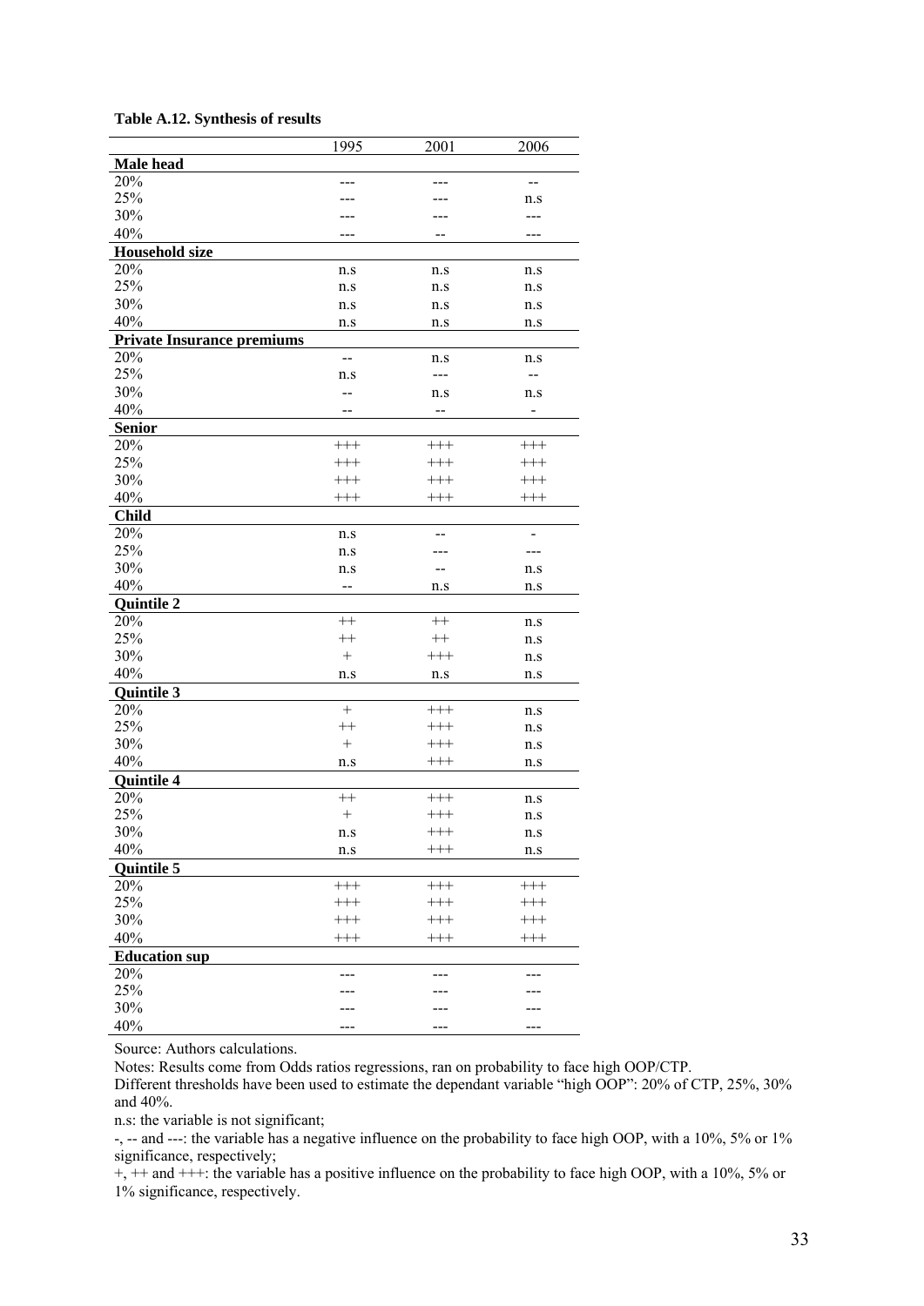**Table A.12. Synthesis of results**

| | 1995 | 2001 | 2006 |
|---|---|---|---|
| **Male head** | | | |
| 20% | --- | --- | -- |
| 25% | --- | --- | n.s |
| 30% | --- | --- | --- |
| 40% | --- | -- | --- |
| **Household size** | | | |
| 20% | n.s | n.s | n.s |
| 25% | n.s | n.s | n.s |
| 30% | n.s | n.s | n.s |
| 40% | n.s | n.s | n.s |
| **Private Insurance premiums** | | | |
| 20% | -- | n.s | n.s |
| 25% | n.s | --- | -- |
| 30% | -- | n.s | n.s |
| 40% | -- | -- | - |
| **Senior** | | | |
| 20% | +++ | +++ | +++ |
| 25% | +++ | +++ | +++ |
| 30% | +++ | +++ | +++ |
| 40% | +++ | +++ | +++ |
| **Child** | | | |
| 20% | n.s | -- | - |
| 25% | n.s | --- | --- |
| 30% | n.s | -- | n.s |
| 40% | -- | n.s | n.s |
| **Quintile 2** | | | |
| 20% | ++ | ++ | n.s |
| 25% | ++ | ++ | n.s |
| 30% | + | +++ | n.s |
| 40% | n.s | n.s | n.s |
| **Quintile 3** | | | |
| 20% | + | +++ | n.s |
| 25% | ++ | +++ | n.s |
| 30% | + | +++ | n.s |
| 40% | n.s | +++ | n.s |
| **Quintile 4** | | | |
| 20% | ++ | +++ | n.s |
| 25% | + | +++ | n.s |
| 30% | n.s | +++ | n.s |
| 40% | n.s | +++ | n.s |
| **Quintile 5** | | | |
| 20% | +++ | +++ | +++ |
| 25% | +++ | +++ | +++ |
| 30% | +++ | +++ | +++ |
| 40% | +++ | +++ | +++ |
| **Education sup** | | | |
| 20% | --- | --- | --- |
| 25% | --- | --- | --- |
| 30% | --- | --- | --- |
| 40% | --- | --- | --- |

Source: Authors calculations.

Notes: Results come from Odds ratios regressions, ran on probability to face high OOP/CTP.

Different thresholds have been used to estimate the dependant variable "high OOP": 20% of CTP, 25%, 30% and 40%.

n.s: the variable is not significant;

-, -- and ---: the variable has a negative influence on the probability to face high OOP, with a 10%, 5% or 1% significance, respectively;

+, ++ and +++: the variable has a positive influence on the probability to face high OOP, with a 10%, 5% or 1% significance, respectively.